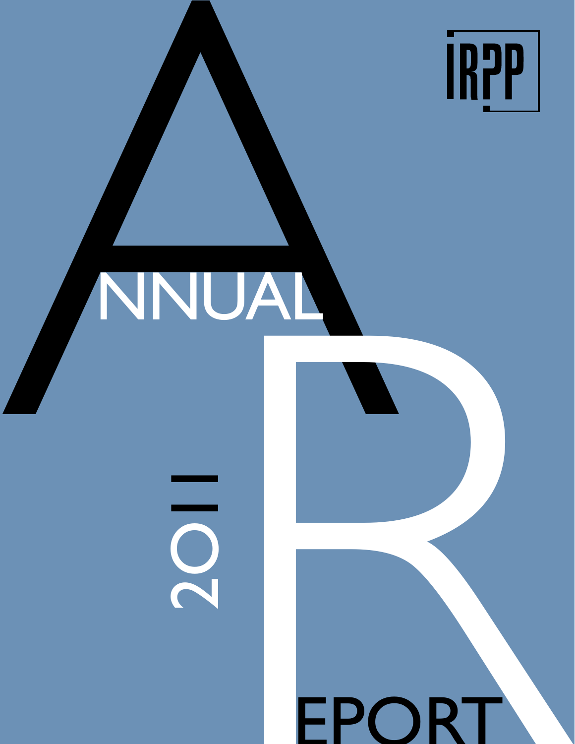IRPP

# ANNUAL REPORT

2011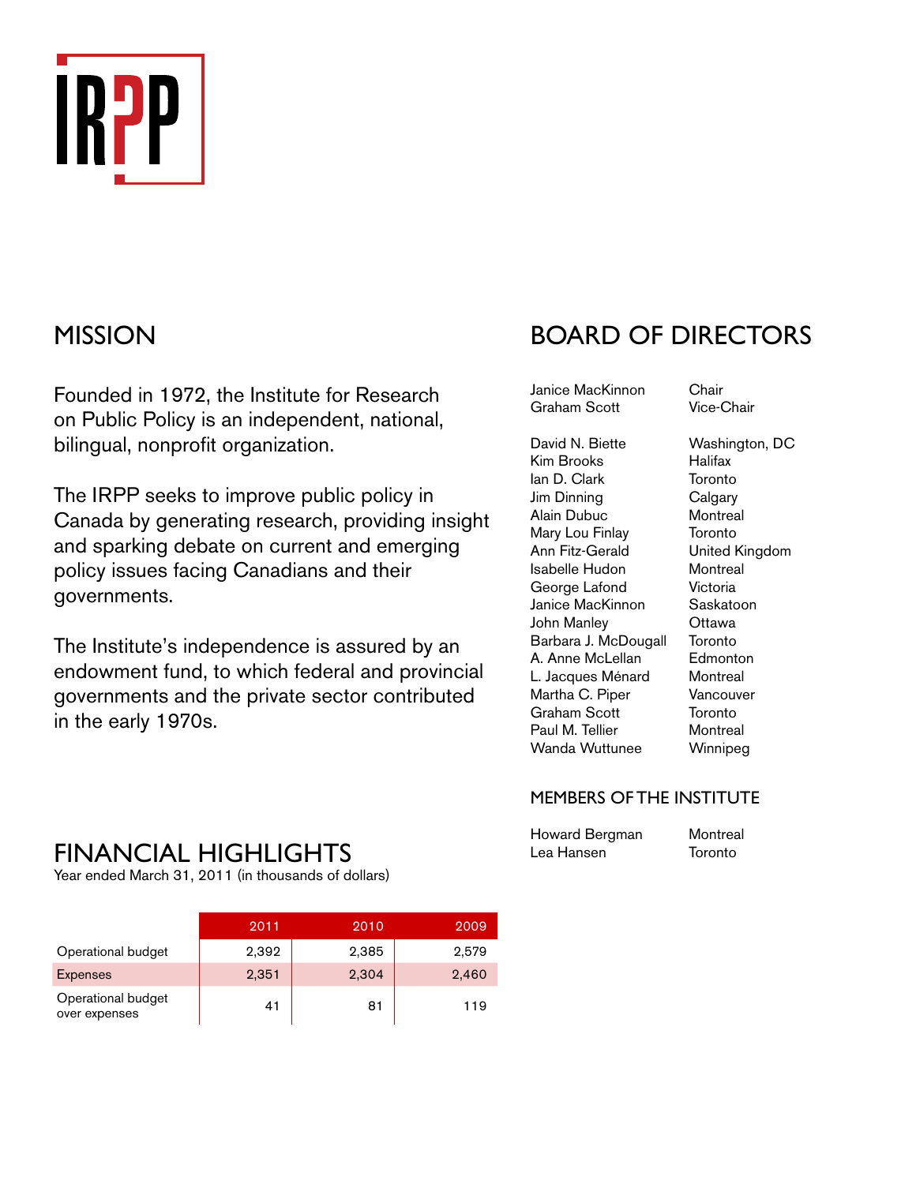IRPP

## MISSION

Founded in 1972, the Institute for Research on Public Policy is an independent, national, bilingual, nonprofit organization.

The IRPP seeks to improve public policy in Canada by generating research, providing insight and sparking debate on current and emerging policy issues facing Canadians and their governments.

The Institute's independence is assured by an endowment fund, to which federal and provincial governments and the private sector contributed in the early 1970s.

## BOARD OF DIRECTORS

| | |
|---|---|
| Janice MacKinnon | Chair |
| Graham Scott | Vice-Chair |

| | |
|---|---|
| David N. Biette | Washington, DC |
| Kim Brooks | Halifax |
| Ian D. Clark | Toronto |
| Jim Dinning | Calgary |
| Alain Dubuc | Montreal |
| Mary Lou Finlay | Toronto |
| Ann Fitz-Gerald | United Kingdom |
| Isabelle Hudon | Montreal |
| George Lafond | Victoria |
| Janice MacKinnon | Saskatoon |
| John Manley | Ottawa |
| Barbara J. McDougall | Toronto |
| A. Anne McLellan | Edmonton |
| L. Jacques Ménard | Montreal |
| Martha C. Piper | Vancouver |
| Graham Scott | Toronto |
| Paul M. Tellier | Montreal |
| Wanda Wuttunee | Winnipeg |

### MEMBERS OF THE INSTITUTE

| | |
|---|---|
| Howard Bergman | Montreal |
| Lea Hansen | Toronto |

## FINANCIAL HIGHLIGHTS

Year ended March 31, 2011 (in thousands of dollars)

| | 2011 | 2010 | 2009 |
|---|---|---|---|
| Operational budget | 2,392 | 2,385 | 2,579 |
| Expenses | 2,351 | 2,304 | 2,460 |
| Operational budget over expenses | 41 | 81 | 119 |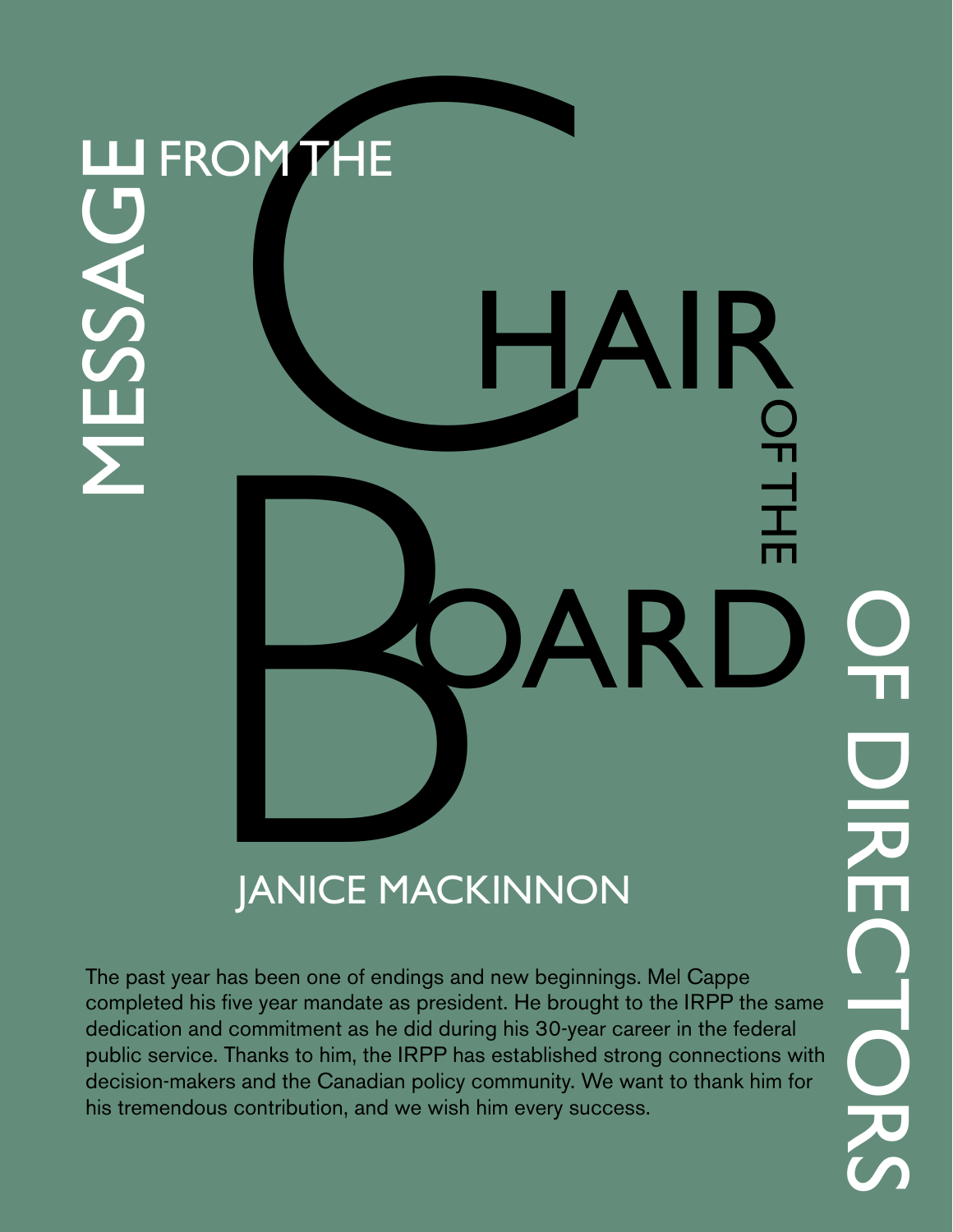# Message from the Chair of the Board of Directors

## Janice MacKinnon

The past year has been one of endings and new beginnings. Mel Cappe completed his five year mandate as president. He brought to the IRPP the same dedication and commitment as he did during his 30-year career in the federal public service. Thanks to him, the IRPP has established strong connections with decision-makers and the Canadian policy community. We want to thank him for his tremendous contribution, and we wish him every success.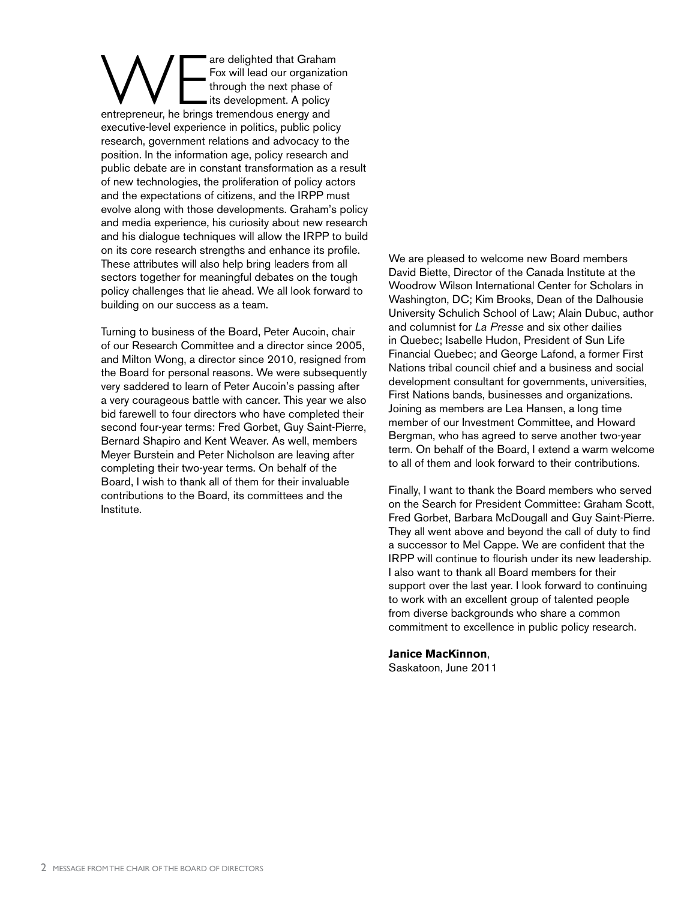We are delighted that Graham Fox will lead our organization through the next phase of its development. A policy entrepreneur, he brings tremendous energy and executive-level experience in politics, public policy research, government relations and advocacy to the position. In the information age, policy research and public debate are in constant transformation as a result of new technologies, the proliferation of policy actors and the expectations of citizens, and the IRPP must evolve along with those developments. Graham's policy and media experience, his curiosity about new research and his dialogue techniques will allow the IRPP to build on its core research strengths and enhance its profile. These attributes will also help bring leaders from all sectors together for meaningful debates on the tough policy challenges that lie ahead. We all look forward to building on our success as a team.

Turning to business of the Board, Peter Aucoin, chair of our Research Committee and a director since 2005, and Milton Wong, a director since 2010, resigned from the Board for personal reasons. We were subsequently very saddened to learn of Peter Aucoin's passing after a very courageous battle with cancer. This year we also bid farewell to four directors who have completed their second four-year terms: Fred Gorbet, Guy Saint-Pierre, Bernard Shapiro and Kent Weaver. As well, members Meyer Burstein and Peter Nicholson are leaving after completing their two-year terms. On behalf of the Board, I wish to thank all of them for their invaluable contributions to the Board, its committees and the Institute.

We are pleased to welcome new Board members David Biette, Director of the Canada Institute at the Woodrow Wilson International Center for Scholars in Washington, DC; Kim Brooks, Dean of the Dalhousie University Schulich School of Law; Alain Dubuc, author and columnist for *La Presse* and six other dailies in Quebec; Isabelle Hudon, President of Sun Life Financial Quebec; and George Lafond, a former First Nations tribal council chief and a business and social development consultant for governments, universities, First Nations bands, businesses and organizations. Joining as members are Lea Hansen, a long time member of our Investment Committee, and Howard Bergman, who has agreed to serve another two-year term. On behalf of the Board, I extend a warm welcome to all of them and look forward to their contributions.

Finally, I want to thank the Board members who served on the Search for President Committee: Graham Scott, Fred Gorbet, Barbara McDougall and Guy Saint-Pierre. They all went above and beyond the call of duty to find a successor to Mel Cappe. We are confident that the IRPP will continue to flourish under its new leadership. I also want to thank all Board members for their support over the last year. I look forward to continuing to work with an excellent group of talented people from diverse backgrounds who share a common commitment to excellence in public policy research.

**Janice MacKinnon**,
Saskatoon, June 2011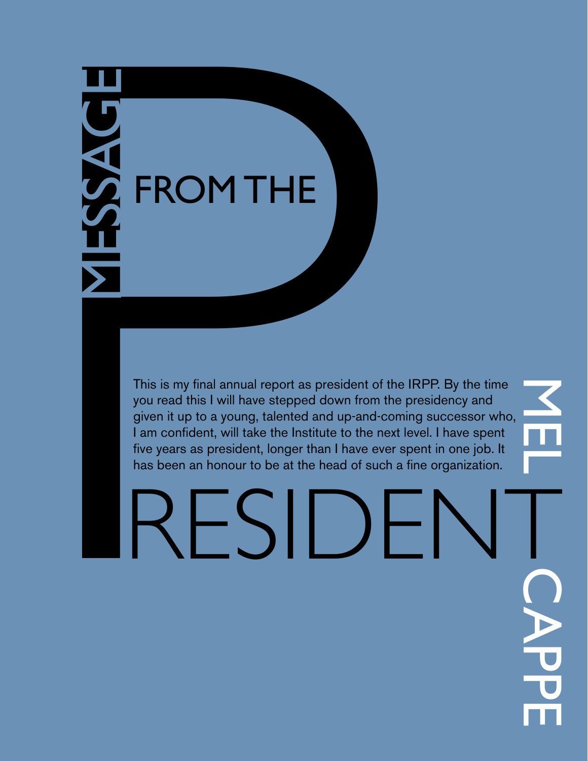# MESSAGE FROM THE PRESIDENT

## MEL CAPPE

This is my final annual report as president of the IRPP. By the time you read this I will have stepped down from the presidency and given it up to a young, talented and up-and-coming successor who, I am confident, will take the Institute to the next level. I have spent five years as president, longer than I have ever spent in one job. It has been an honour to be at the head of such a fine organization.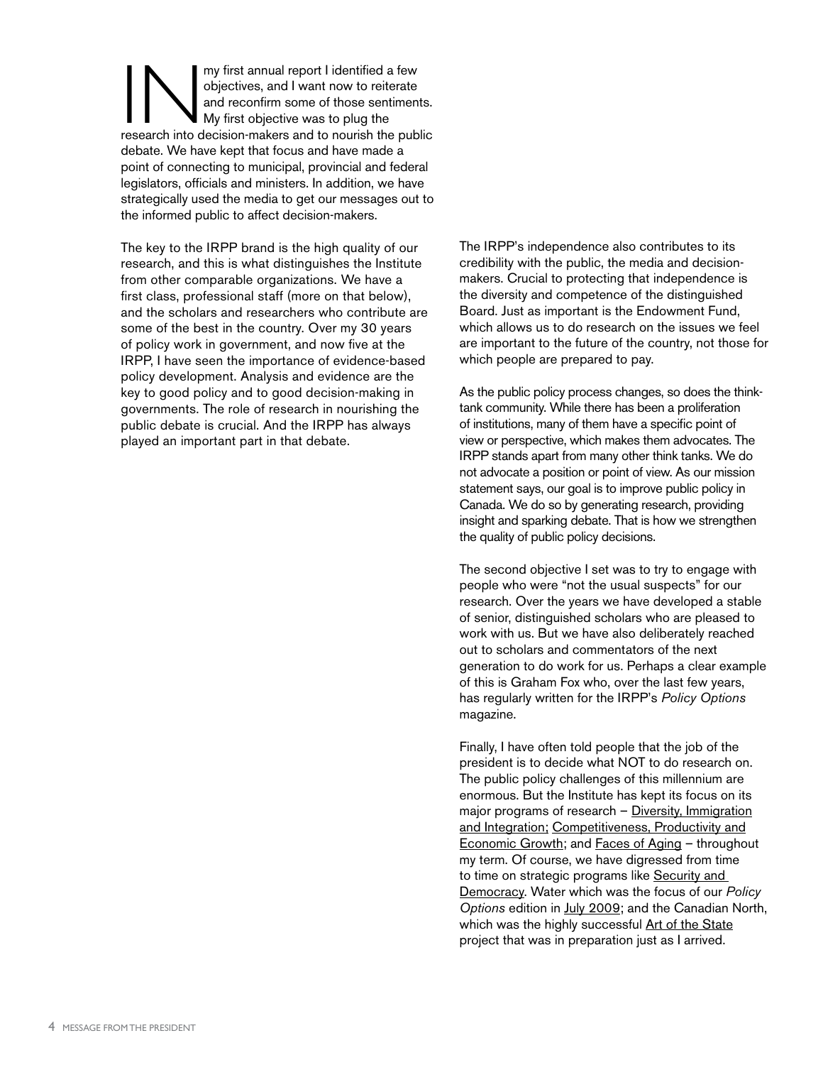IN my first annual report I identified a few objectives, and I want now to reiterate and reconfirm some of those sentiments. My first objective was to plug the research into decision-makers and to nourish the public debate. We have kept that focus and have made a point of connecting to municipal, provincial and federal legislators, officials and ministers. In addition, we have strategically used the media to get our messages out to the informed public to affect decision-makers.

The key to the IRPP brand is the high quality of our research, and this is what distinguishes the Institute from other comparable organizations. We have a first class, professional staff (more on that below), and the scholars and researchers who contribute are some of the best in the country. Over my 30 years of policy work in government, and now five at the IRPP, I have seen the importance of evidence-based policy development. Analysis and evidence are the key to good policy and to good decision-making in governments. The role of research in nourishing the public debate is crucial. And the IRPP has always played an important part in that debate.

The IRPP's independence also contributes to its credibility with the public, the media and decision-makers. Crucial to protecting that independence is the diversity and competence of the distinguished Board. Just as important is the Endowment Fund, which allows us to do research on the issues we feel are important to the future of the country, not those for which people are prepared to pay.

As the public policy process changes, so does the think-tank community. While there has been a proliferation of institutions, many of them have a specific point of view or perspective, which makes them advocates. The IRPP stands apart from many other think tanks. We do not advocate a position or point of view. As our mission statement says, our goal is to improve public policy in Canada. We do so by generating research, providing insight and sparking debate. That is how we strengthen the quality of public policy decisions.

The second objective I set was to try to engage with people who were "not the usual suspects" for our research. Over the years we have developed a stable of senior, distinguished scholars who are pleased to work with us. But we have also deliberately reached out to scholars and commentators of the next generation to do work for us. Perhaps a clear example of this is Graham Fox who, over the last few years, has regularly written for the IRPP's *Policy Options* magazine.

Finally, I have often told people that the job of the president is to decide what NOT to do research on. The public policy challenges of this millennium are enormous. But the Institute has kept its focus on its major programs of research – Diversity, Immigration and Integration; Competitiveness, Productivity and Economic Growth; and Faces of Aging – throughout my term. Of course, we have digressed from time to time on strategic programs like Security and Democracy. Water which was the focus of our *Policy Options* edition in July 2009; and the Canadian North, which was the highly successful Art of the State project that was in preparation just as I arrived.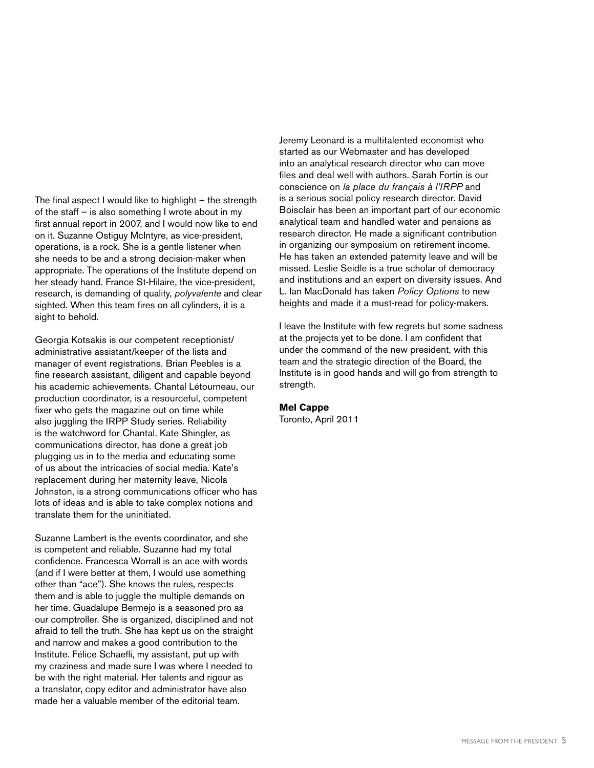The final aspect I would like to highlight – the strength of the staff – is also something I wrote about in my first annual report in 2007, and I would now like to end on it. Suzanne Ostiguy McIntyre, as vice-president, operations, is a rock. She is a gentle listener when she needs to be and a strong decision-maker when appropriate. The operations of the Institute depend on her steady hand. France St-Hilaire, the vice-president, research, is demanding of quality, *polyvalente* and clear sighted. When this team fires on all cylinders, it is a sight to behold.

Georgia Kotsakis is our competent receptionist/administrative assistant/keeper of the lists and manager of event registrations. Brian Peebles is a fine research assistant, diligent and capable beyond his academic achievements. Chantal Létourneau, our production coordinator, is a resourceful, competent fixer who gets the magazine out on time while also juggling the IRPP Study series. Reliability is the watchword for Chantal. Kate Shingler, as communications director, has done a great job plugging us in to the media and educating some of us about the intricacies of social media. Kate's replacement during her maternity leave, Nicola Johnston, is a strong communications officer who has lots of ideas and is able to take complex notions and translate them for the uninitiated.

Suzanne Lambert is the events coordinator, and she is competent and reliable. Suzanne had my total confidence. Francesca Worrall is an ace with words (and if I were better at them, I would use something other than "ace"). She knows the rules, respects them and is able to juggle the multiple demands on her time. Guadalupe Bermejo is a seasoned pro as our comptroller. She is organized, disciplined and not afraid to tell the truth. She has kept us on the straight and narrow and makes a good contribution to the Institute. Félice Schaefli, my assistant, put up with my craziness and made sure I was where I needed to be with the right material. Her talents and rigour as a translator, copy editor and administrator have also made her a valuable member of the editorial team.

Jeremy Leonard is a multitalented economist who started as our Webmaster and has developed into an analytical research director who can move files and deal well with authors. Sarah Fortin is our conscience on *la place du français à l'IRPP* and is a serious social policy research director. David Boisclair has been an important part of our economic analytical team and handled water and pensions as research director. He made a significant contribution in organizing our symposium on retirement income. He has taken an extended paternity leave and will be missed. Leslie Seidle is a true scholar of democracy and institutions and an expert on diversity issues. And L. Ian MacDonald has taken *Policy Options* to new heights and made it a must-read for policy-makers.

I leave the Institute with few regrets but some sadness at the projects yet to be done. I am confident that under the command of the new president, with this team and the strategic direction of the Board, the Institute is in good hands and will go from strength to strength.

**Mel Cappe**
Toronto, April 2011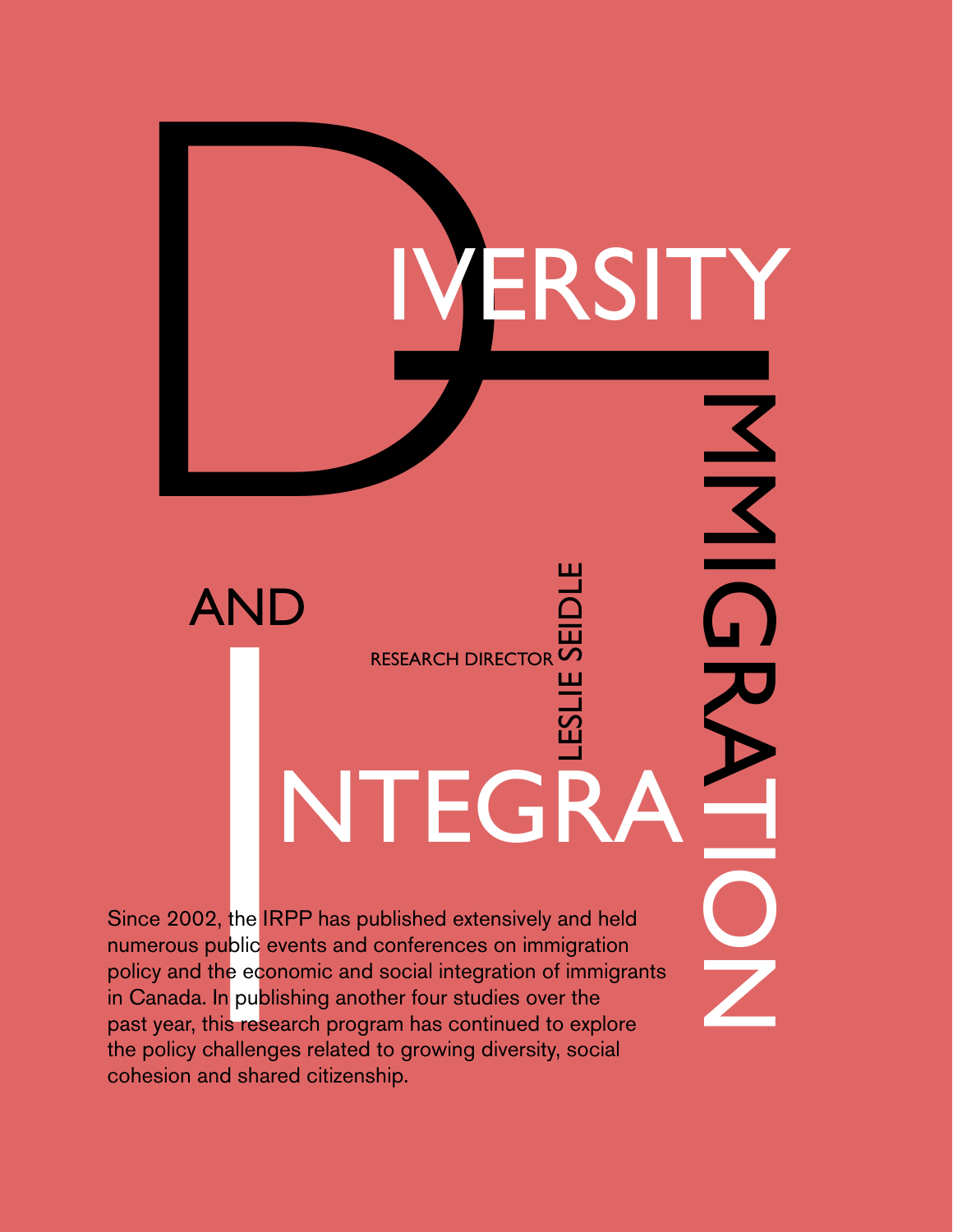# Diversity, Immigration and Integration

RESEARCH DIRECTOR LESLIE SEIDLE

Since 2002, the IRPP has published extensively and held numerous public events and conferences on immigration policy and the economic and social integration of immigrants in Canada. In publishing another four studies over the past year, this research program has continued to explore the policy challenges related to growing diversity, social cohesion and shared citizenship.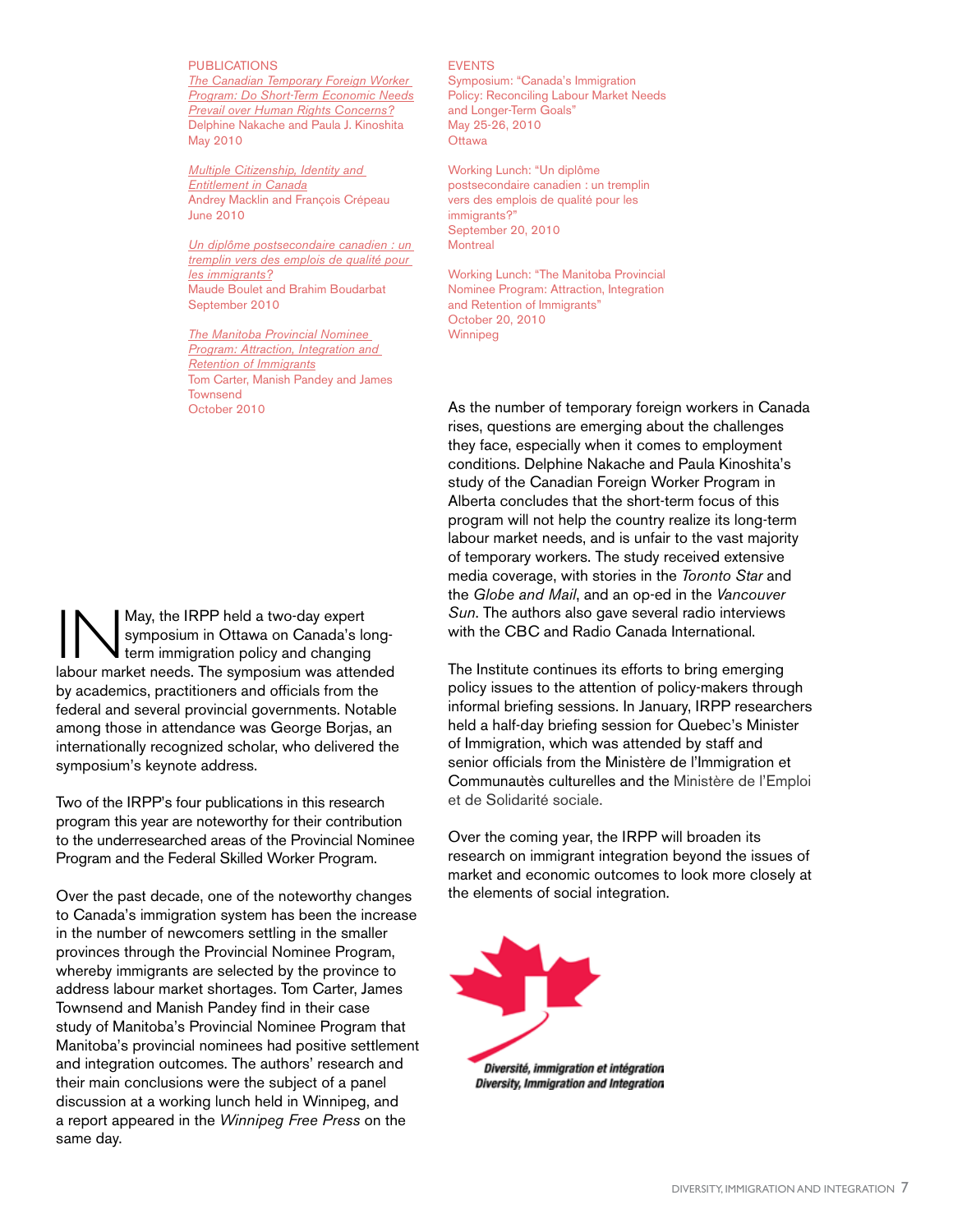## PUBLICATIONS

*The Canadian Temporary Foreign Worker Program: Do Short-Term Economic Needs Prevail over Human Rights Concerns?*
Delphine Nakache and Paula J. Kinoshita
May 2010

*Multiple Citizenship, Identity and Entitlement in Canada*
Andrey Macklin and François Crépeau
June 2010

*Un diplôme postsecondaire canadien : un tremplin vers des emplois de qualité pour les immigrants?*
Maude Boulet and Brahim Boudarbat
September 2010

*The Manitoba Provincial Nominee Program: Attraction, Integration and Retention of Immigrants*
Tom Carter, Manish Pandey and James Townsend
October 2010

## EVENTS

Symposium: "Canada's Immigration Policy: Reconciling Labour Market Needs and Longer-Term Goals"
May 25-26, 2010
Ottawa

Working Lunch: "Un diplôme postsecondaire canadien : un tremplin vers des emplois de qualité pour les immigrants?"
September 20, 2010
Montreal

Working Lunch: "The Manitoba Provincial Nominee Program: Attraction, Integration and Retention of Immigrants"
October 20, 2010
Winnipeg

IN May, the IRPP held a two-day expert symposium in Ottawa on Canada's long-term immigration policy and changing labour market needs. The symposium was attended by academics, practitioners and officials from the federal and several provincial governments. Notable among those in attendance was George Borjas, an internationally recognized scholar, who delivered the symposium's keynote address.

Two of the IRPP's four publications in this research program this year are noteworthy for their contribution to the underresearched areas of the Provincial Nominee Program and the Federal Skilled Worker Program.

Over the past decade, one of the noteworthy changes to Canada's immigration system has been the increase in the number of newcomers settling in the smaller provinces through the Provincial Nominee Program, whereby immigrants are selected by the province to address labour market shortages. Tom Carter, James Townsend and Manish Pandey find in their case study of Manitoba's Provincial Nominee Program that Manitoba's provincial nominees had positive settlement and integration outcomes. The authors' research and their main conclusions were the subject of a panel discussion at a working lunch held in Winnipeg, and a report appeared in the *Winnipeg Free Press* on the same day.

As the number of temporary foreign workers in Canada rises, questions are emerging about the challenges they face, especially when it comes to employment conditions. Delphine Nakache and Paula Kinoshita's study of the Canadian Foreign Worker Program in Alberta concludes that the short-term focus of this program will not help the country realize its long-term labour market needs, and is unfair to the vast majority of temporary workers. The study received extensive media coverage, with stories in the *Toronto Star* and the *Globe and Mail*, and an op-ed in the *Vancouver Sun*. The authors also gave several radio interviews with the CBC and Radio Canada International.

The Institute continues its efforts to bring emerging policy issues to the attention of policy-makers through informal briefing sessions. In January, IRPP researchers held a half-day briefing session for Quebec's Minister of Immigration, which was attended by staff and senior officials from the Ministère de l'Immigration et Communautès culturelles and the Ministère de l'Emploi et de Solidarité sociale.

Over the coming year, the IRPP will broaden its research on immigrant integration beyond the issues of market and economic outcomes to look more closely at the elements of social integration.

Diversité, immigration et intégration
Diversity, Immigration and Integration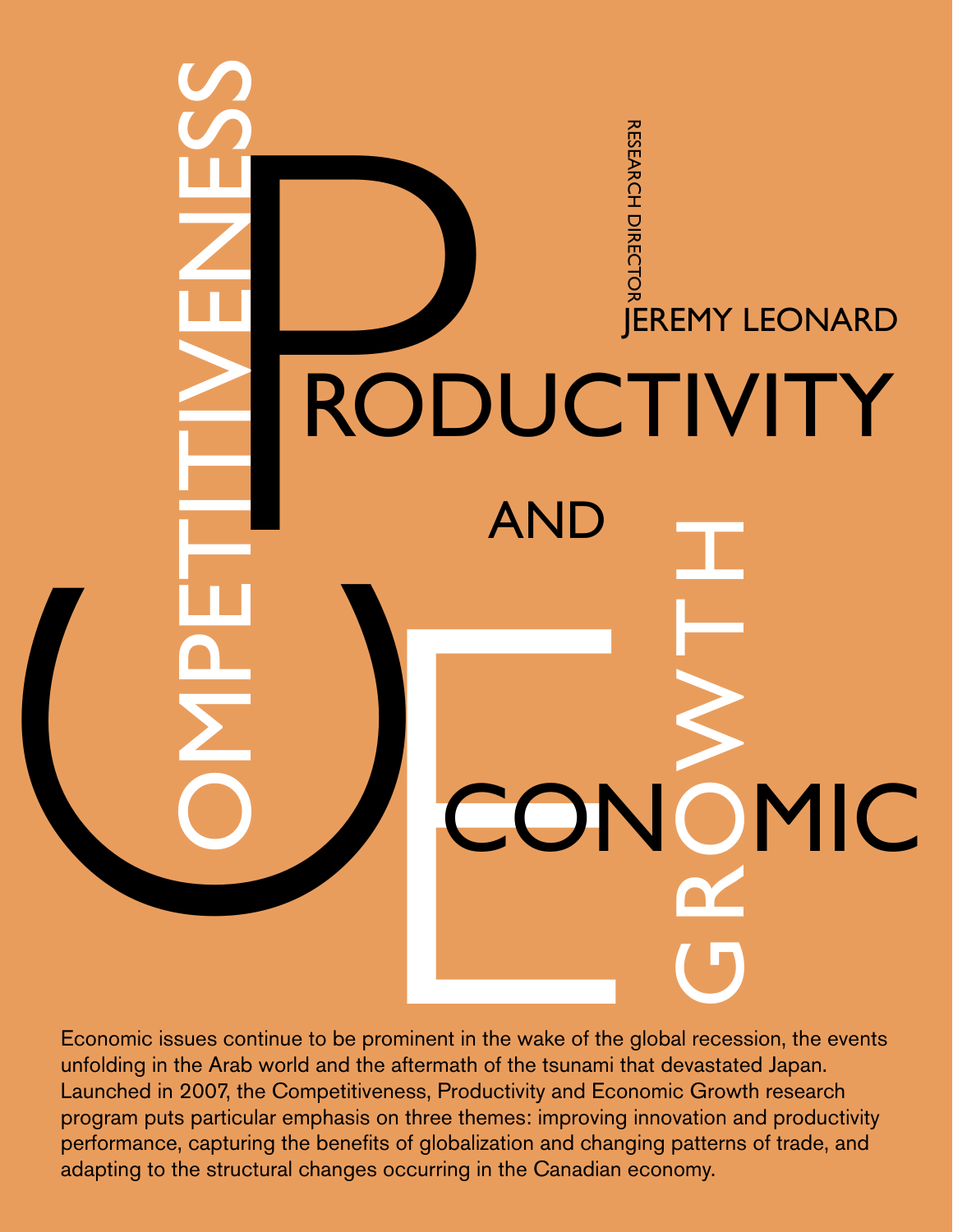# Competitiveness, Productivity and Economic Growth

Research Director
Jeremy Leonard

Economic issues continue to be prominent in the wake of the global recession, the events unfolding in the Arab world and the aftermath of the tsunami that devastated Japan. Launched in 2007, the Competitiveness, Productivity and Economic Growth research program puts particular emphasis on three themes: improving innovation and productivity performance, capturing the benefits of globalization and changing patterns of trade, and adapting to the structural changes occurring in the Canadian economy.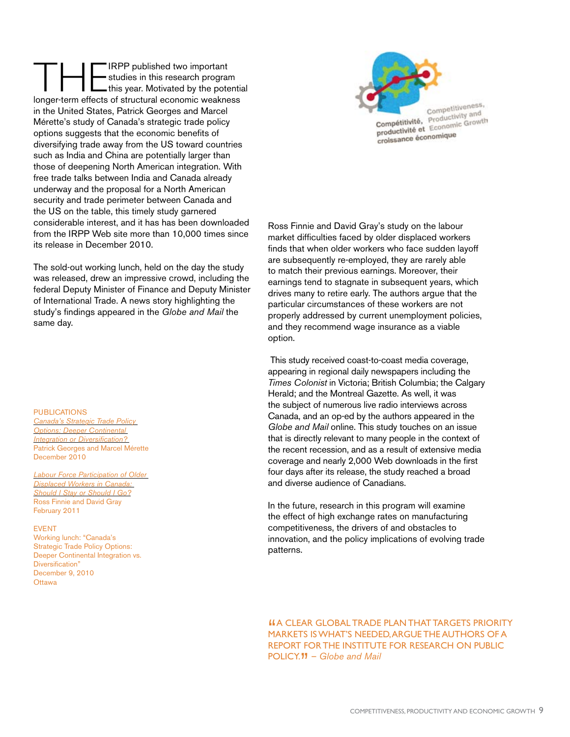THE IRPP published two important studies in this research program this year. Motivated by the potential longer-term effects of structural economic weakness in the United States, Patrick Georges and Marcel Mérette's study of Canada's strategic trade policy options suggests that the economic benefits of diversifying trade away from the US toward countries such as India and China are potentially larger than those of deepening North American integration. With free trade talks between India and Canada already underway and the proposal for a North American security and trade perimeter between Canada and the US on the table, this timely study garnered considerable interest, and it has has been downloaded from the IRPP Web site more than 10,000 times since its release in December 2010.

The sold-out working lunch, held on the day the study was released, drew an impressive crowd, including the federal Deputy Minister of Finance and Deputy Minister of International Trade. A news story highlighting the study's findings appeared in the *Globe and Mail* the same day.

PUBLICATIONS

*Canada's Strategic Trade Policy Options: Deeper Continental Integration or Diversification?*
Patrick Georges and Marcel Mérette
December 2010

*Labour Force Participation of Older Displaced Workers in Canada: Should I Stay or Should I Go?*
Ross Finnie and David Gray
February 2011

EVENT

Working lunch: "Canada's Strategic Trade Policy Options: Deeper Continental Integration vs. Diversification"
December 9, 2010
Ottawa

Competitiveness, Productivity and Economic Growth
Compétitivité, productivité et croissance économique

Ross Finnie and David Gray's study on the labour market difficulties faced by older displaced workers finds that when older workers who face sudden layoff are subsequently re-employed, they are rarely able to match their previous earnings. Moreover, their earnings tend to stagnate in subsequent years, which drives many to retire early. The authors argue that the particular circumstances of these workers are not properly addressed by current unemployment policies, and they recommend wage insurance as a viable option.

This study received coast-to-coast media coverage, appearing in regional daily newspapers including the *Times Colonist* in Victoria; British Columbia; the Calgary Herald; and the Montreal Gazette. As well, it was the subject of numerous live radio interviews across Canada, and an op-ed by the authors appeared in the *Globe and Mail* online. This study touches on an issue that is directly relevant to many people in the context of the recent recession, and as a result of extensive media coverage and nearly 2,000 Web downloads in the first four days after its release, the study reached a broad and diverse audience of Canadians.

In the future, research in this program will examine the effect of high exchange rates on manufacturing competitiveness, the drivers of and obstacles to innovation, and the policy implications of evolving trade patterns.

"A CLEAR GLOBAL TRADE PLAN THAT TARGETS PRIORITY MARKETS IS WHAT'S NEEDED, ARGUE THE AUTHORS OF A REPORT FOR THE INSTITUTE FOR RESEARCH ON PUBLIC POLICY." – *Globe and Mail*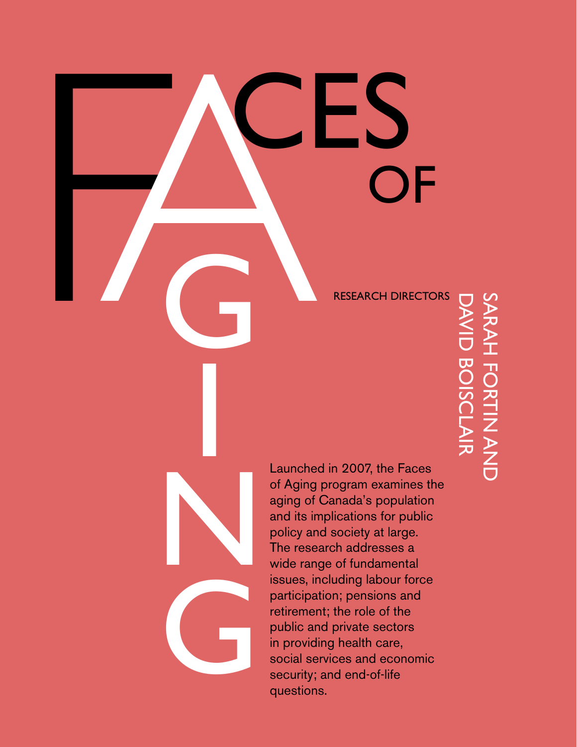# FACES OF AGING

RESEARCH DIRECTORS

SARAH FORTIN AND DAVID BOISCLAIR

Launched in 2007, the Faces of Aging program examines the aging of Canada's population and its implications for public policy and society at large. The research addresses a wide range of fundamental issues, including labour force participation; pensions and retirement; the role of the public and private sectors in providing health care, social services and economic security; and end-of-life questions.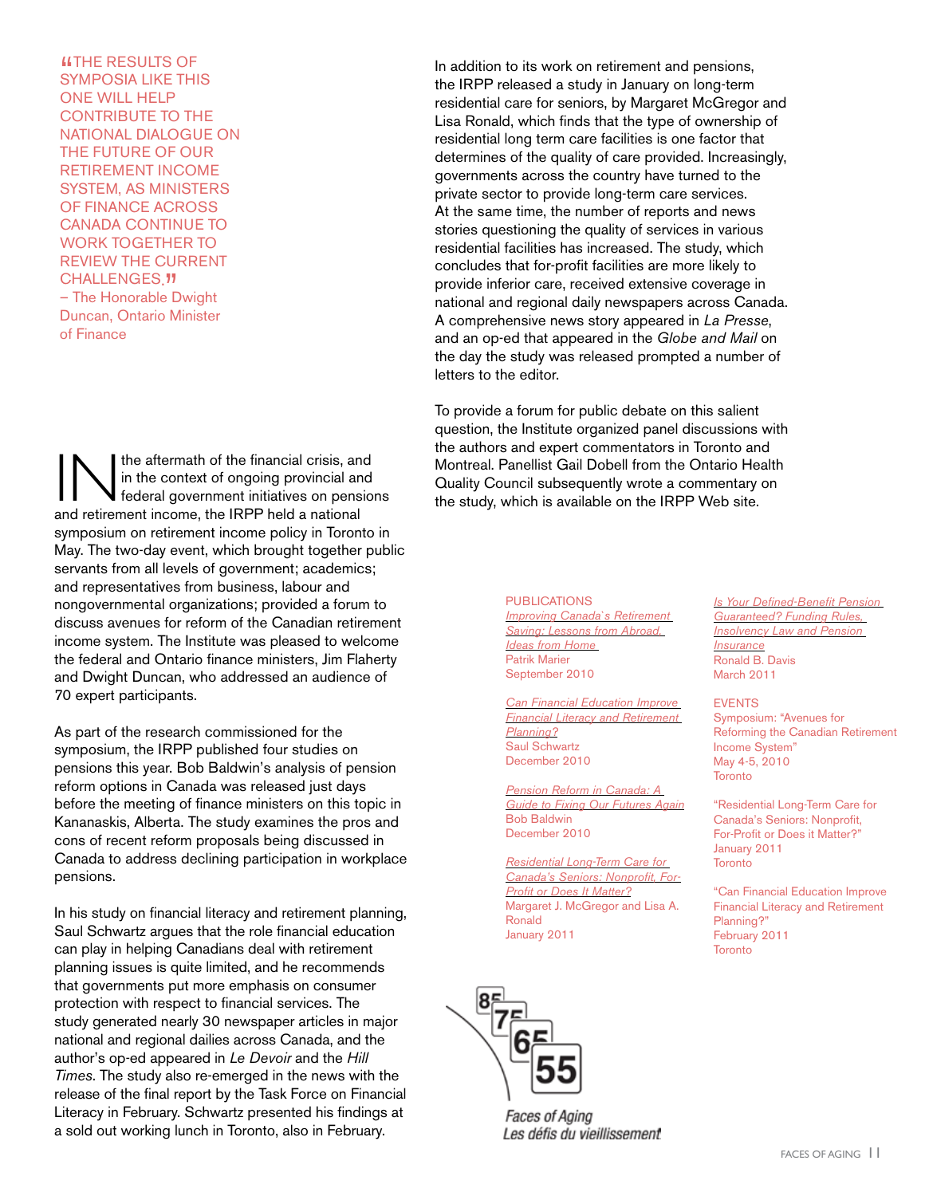"THE RESULTS OF SYMPOSIA LIKE THIS ONE WILL HELP CONTRIBUTE TO THE NATIONAL DIALOGUE ON THE FUTURE OF OUR RETIREMENT INCOME SYSTEM, AS MINISTERS OF FINANCE ACROSS CANADA CONTINUE TO WORK TOGETHER TO REVIEW THE CURRENT CHALLENGES."
– The Honorable Dwight Duncan, Ontario Minister of Finance

In the aftermath of the financial crisis, and in the context of ongoing provincial and federal government initiatives on pensions and retirement income, the IRPP held a national symposium on retirement income policy in Toronto in May. The two-day event, which brought together public servants from all levels of government; academics; and representatives from business, labour and nongovernmental organizations; provided a forum to discuss avenues for reform of the Canadian retirement income system. The Institute was pleased to welcome the federal and Ontario finance ministers, Jim Flaherty and Dwight Duncan, who addressed an audience of 70 expert participants.

As part of the research commissioned for the symposium, the IRPP published four studies on pensions this year. Bob Baldwin's analysis of pension reform options in Canada was released just days before the meeting of finance ministers on this topic in Kananaskis, Alberta. The study examines the pros and cons of recent reform proposals being discussed in Canada to address declining participation in workplace pensions.

In his study on financial literacy and retirement planning, Saul Schwartz argues that the role financial education can play in helping Canadians deal with retirement planning issues is quite limited, and he recommends that governments put more emphasis on consumer protection with respect to financial services. The study generated nearly 30 newspaper articles in major national and regional dailies across Canada, and the author's op-ed appeared in *Le Devoir* and the *Hill Times*. The study also re-emerged in the news with the release of the final report by the Task Force on Financial Literacy in February. Schwartz presented his findings at a sold out working lunch in Toronto, also in February.

In addition to its work on retirement and pensions, the IRPP released a study in January on long-term residential care for seniors, by Margaret McGregor and Lisa Ronald, which finds that the type of ownership of residential long term care facilities is one factor that determines of the quality of care provided. Increasingly, governments across the country have turned to the private sector to provide long-term care services. At the same time, the number of reports and news stories questioning the quality of services in various residential facilities has increased. The study, which concludes that for-profit facilities are more likely to provide inferior care, received extensive coverage in national and regional daily newspapers across Canada. A comprehensive news story appeared in *La Presse*, and an op-ed that appeared in the *Globe and Mail* on the day the study was released prompted a number of letters to the editor.

To provide a forum for public debate on this salient question, the Institute organized panel discussions with the authors and expert commentators in Toronto and Montreal. Panellist Gail Dobell from the Ontario Health Quality Council subsequently wrote a commentary on the study, which is available on the IRPP Web site.

### PUBLICATIONS

*Improving Canada's Retirement Saving: Lessons from Abroad, Ideas from Home*
Patrik Marier
September 2010

*Can Financial Education Improve Financial Literacy and Retirement Planning?*
Saul Schwartz
December 2010

*Pension Reform in Canada: A Guide to Fixing Our Futures Again*
Bob Baldwin
December 2010

*Residential Long-Term Care for Canada's Seniors: Nonprofit, For-Profit or Does It Matter?*
Margaret J. McGregor and Lisa A. Ronald
January 2011

*Is Your Defined-Benefit Pension Guaranteed? Funding Rules, Insolvency Law and Pension Insurance*
Ronald B. Davis
March 2011

### EVENTS

Symposium: "Avenues for Reforming the Canadian Retirement Income System"
May 4-5, 2010
Toronto

"Residential Long-Term Care for Canada's Seniors: Nonprofit, For-Profit or Does it Matter?"
January 2011
Toronto

"Can Financial Education Improve Financial Literacy and Retirement Planning?"
February 2011
Toronto

Faces of Aging
Les défis du vieillissement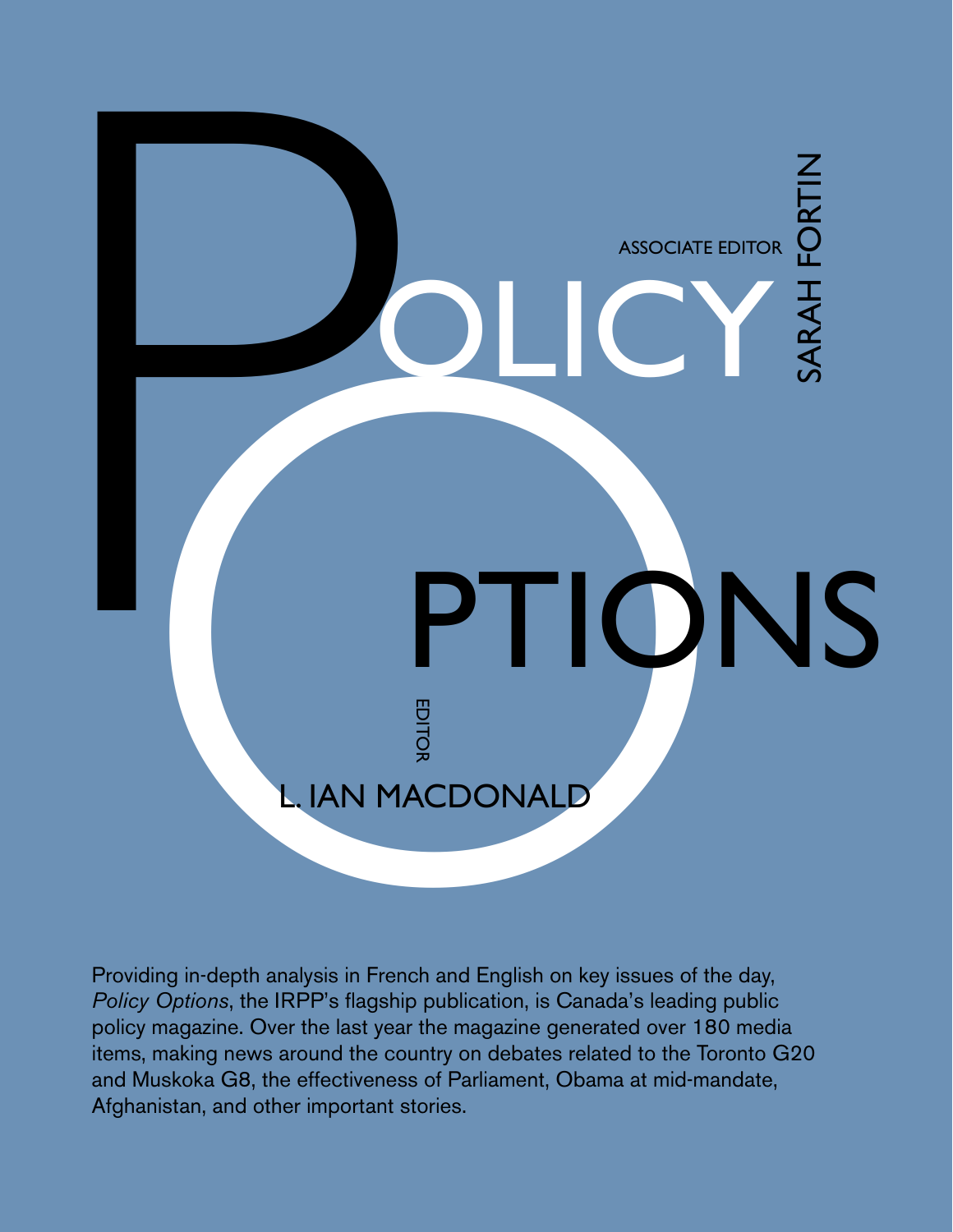# POLICY OPTIONS

ASSOCIATE EDITOR SARAH FORTIN

EDITOR L. IAN MACDONALD

Providing in-depth analysis in French and English on key issues of the day, *Policy Options*, the IRPP's flagship publication, is Canada's leading public policy magazine. Over the last year the magazine generated over 180 media items, making news around the country on debates related to the Toronto G20 and Muskoka G8, the effectiveness of Parliament, Obama at mid-mandate, Afghanistan, and other important stories.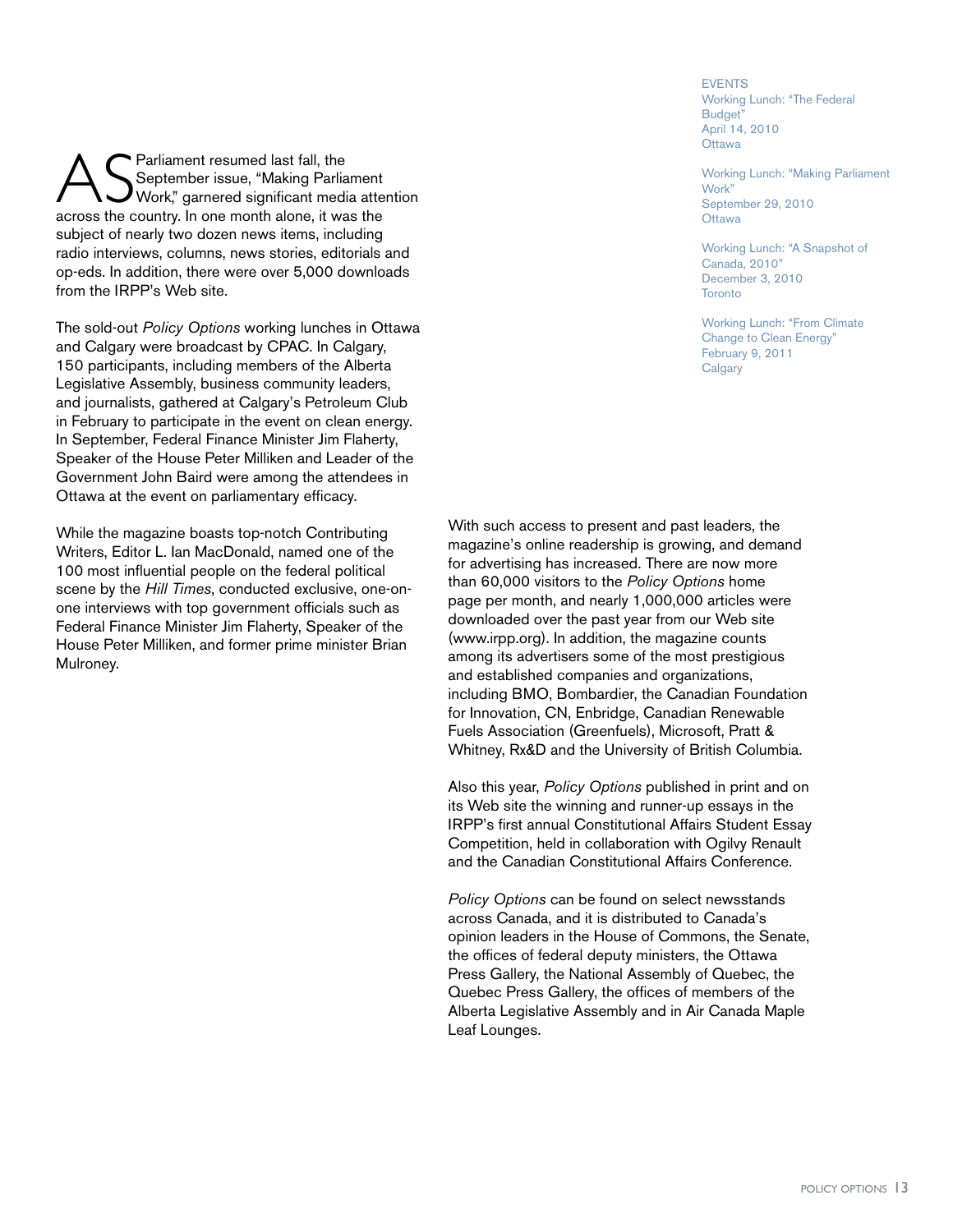AS Parliament resumed last fall, the September issue, "Making Parliament Work," garnered significant media attention across the country. In one month alone, it was the subject of nearly two dozen news items, including radio interviews, columns, news stories, editorials and op-eds. In addition, there were over 5,000 downloads from the IRPP's Web site.

The sold-out *Policy Options* working lunches in Ottawa and Calgary were broadcast by CPAC. In Calgary, 150 participants, including members of the Alberta Legislative Assembly, business community leaders, and journalists, gathered at Calgary's Petroleum Club in February to participate in the event on clean energy. In September, Federal Finance Minister Jim Flaherty, Speaker of the House Peter Milliken and Leader of the Government John Baird were among the attendees in Ottawa at the event on parliamentary efficacy.

While the magazine boasts top-notch Contributing Writers, Editor L. Ian MacDonald, named one of the 100 most influential people on the federal political scene by the *Hill Times*, conducted exclusive, one-on-one interviews with top government officials such as Federal Finance Minister Jim Flaherty, Speaker of the House Peter Milliken, and former prime minister Brian Mulroney.

With such access to present and past leaders, the magazine's online readership is growing, and demand for advertising has increased. There are now more than 60,000 visitors to the *Policy Options* home page per month, and nearly 1,000,000 articles were downloaded over the past year from our Web site (www.irpp.org). In addition, the magazine counts among its advertisers some of the most prestigious and established companies and organizations, including BMO, Bombardier, the Canadian Foundation for Innovation, CN, Enbridge, Canadian Renewable Fuels Association (Greenfuels), Microsoft, Pratt & Whitney, Rx&D and the University of British Columbia.

Also this year, *Policy Options* published in print and on its Web site the winning and runner-up essays in the IRPP's first annual Constitutional Affairs Student Essay Competition, held in collaboration with Ogilvy Renault and the Canadian Constitutional Affairs Conference.

*Policy Options* can be found on select newsstands across Canada, and it is distributed to Canada's opinion leaders in the House of Commons, the Senate, the offices of federal deputy ministers, the Ottawa Press Gallery, the National Assembly of Quebec, the Quebec Press Gallery, the offices of members of the Alberta Legislative Assembly and in Air Canada Maple Leaf Lounges.

EVENTS

Working Lunch: "The Federal Budget"
April 14, 2010
Ottawa

Working Lunch: "Making Parliament Work"
September 29, 2010
Ottawa

Working Lunch: "A Snapshot of Canada, 2010"
December 3, 2010
Toronto

Working Lunch: "From Climate Change to Clean Energy"
February 9, 2011
Calgary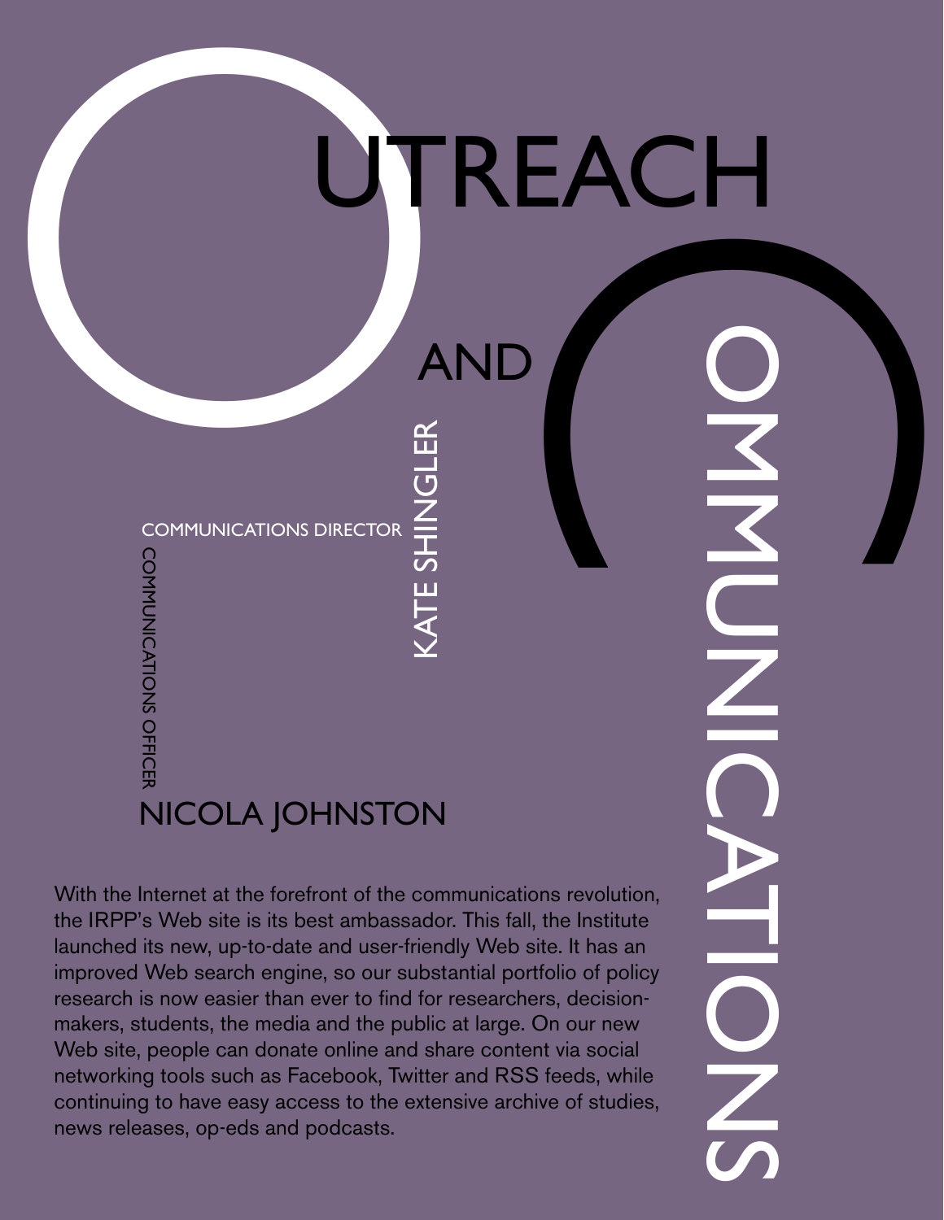# Outreach and Communications

Communications Director
**Kate Shingler**

Communications Officer
**Nicola Johnston**

With the Internet at the forefront of the communications revolution, the IRPP's Web site is its best ambassador. This fall, the Institute launched its new, up-to-date and user-friendly Web site. It has an improved Web search engine, so our substantial portfolio of policy research is now easier than ever to find for researchers, decision-makers, students, the media and the public at large. On our new Web site, people can donate online and share content via social networking tools such as Facebook, Twitter and RSS feeds, while continuing to have easy access to the extensive archive of studies, news releases, op-eds and podcasts.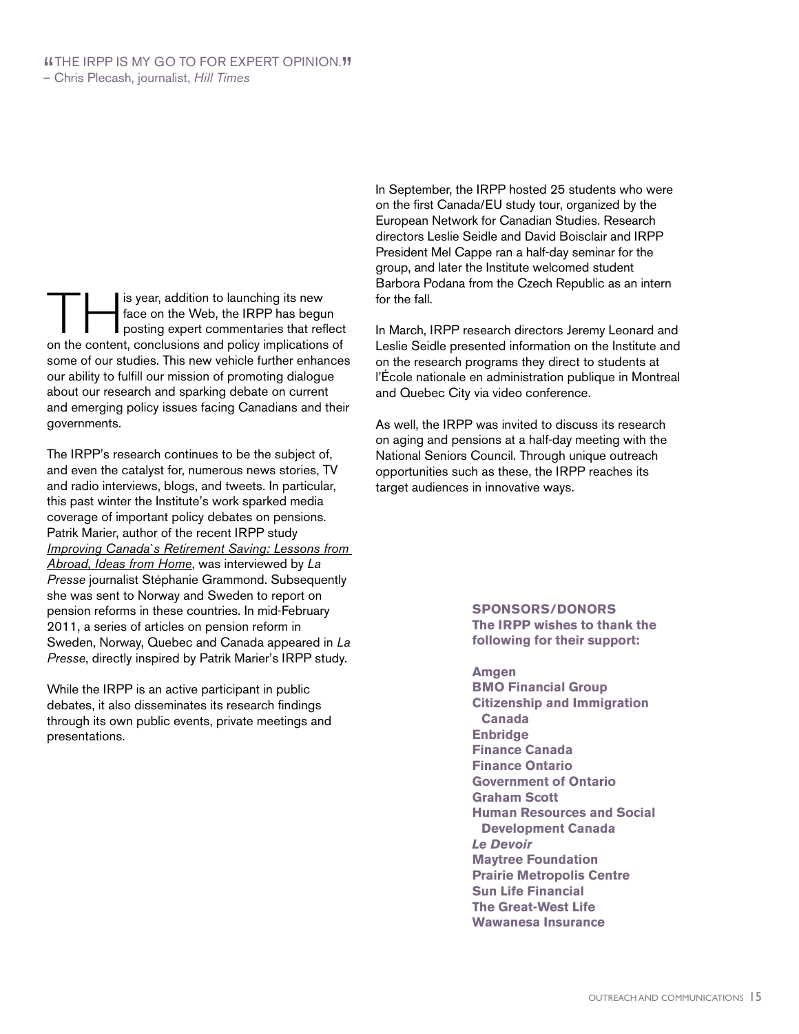"THE IRPP IS MY GO TO FOR EXPERT OPINION."
– Chris Plecash, journalist, *Hill Times*

THis year, addition to launching its new face on the Web, the IRPP has begun posting expert commentaries that reflect on the content, conclusions and policy implications of some of our studies. This new vehicle further enhances our ability to fulfill our mission of promoting dialogue about our research and sparking debate on current and emerging policy issues facing Canadians and their governments.

The IRPP's research continues to be the subject of, and even the catalyst for, numerous news stories, TV and radio interviews, blogs, and tweets. In particular, this past winter the Institute's work sparked media coverage of important policy debates on pensions. Patrik Marier, author of the recent IRPP study *Improving Canada's Retirement Saving: Lessons from Abroad, Ideas from Home*, was interviewed by *La Presse* journalist Stéphanie Grammond. Subsequently she was sent to Norway and Sweden to report on pension reforms in these countries. In mid-February 2011, a series of articles on pension reform in Sweden, Norway, Quebec and Canada appeared in *La Presse*, directly inspired by Patrik Marier's IRPP study.

While the IRPP is an active participant in public debates, it also disseminates its research findings through its own public events, private meetings and presentations.

In September, the IRPP hosted 25 students who were on the first Canada/EU study tour, organized by the European Network for Canadian Studies. Research directors Leslie Seidle and David Boisclair and IRPP President Mel Cappe ran a half-day seminar for the group, and later the Institute welcomed student Barbora Podana from the Czech Republic as an intern for the fall.

In March, IRPP research directors Jeremy Leonard and Leslie Seidle presented information on the Institute and on the research programs they direct to students at l'École nationale en administration publique in Montreal and Quebec City via video conference.

As well, the IRPP was invited to discuss its research on aging and pensions at a half-day meeting with the National Seniors Council. Through unique outreach opportunities such as these, the IRPP reaches its target audiences in innovative ways.

**SPONSORS/DONORS**
**The IRPP wishes to thank the following for their support:**

**Amgen**
**BMO Financial Group**
**Citizenship and Immigration Canada**
**Enbridge**
**Finance Canada**
**Finance Ontario**
**Government of Ontario**
**Graham Scott**
**Human Resources and Social Development Canada**
***Le Devoir***
**Maytree Foundation**
**Prairie Metropolis Centre**
**Sun Life Financial**
**The Great-West Life**
**Wawanesa Insurance**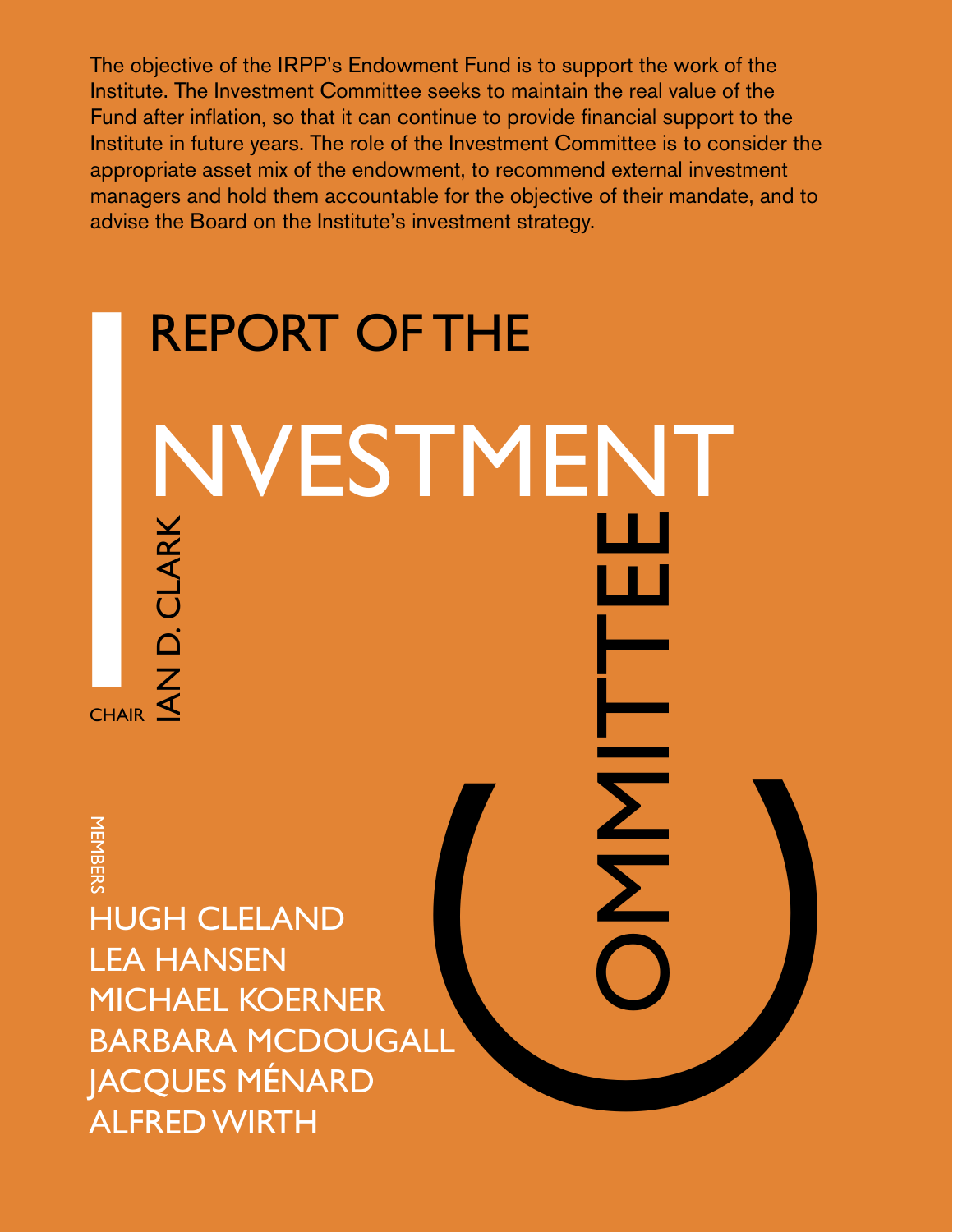The objective of the IRPP's Endowment Fund is to support the work of the Institute. The Investment Committee seeks to maintain the real value of the Fund after inflation, so that it can continue to provide financial support to the Institute in future years. The role of the Investment Committee is to consider the appropriate asset mix of the endowment, to recommend external investment managers and hold them accountable for the objective of their mandate, and to advise the Board on the Institute's investment strategy.

# REPORT OF THE INVESTMENT COMMITTEE

CHAIR
IAN D. CLARK

MEMBERS

HUGH CLELAND
LEA HANSEN
MICHAEL KOERNER
BARBARA MCDOUGALL
JACQUES MÉNARD
ALFRED WIRTH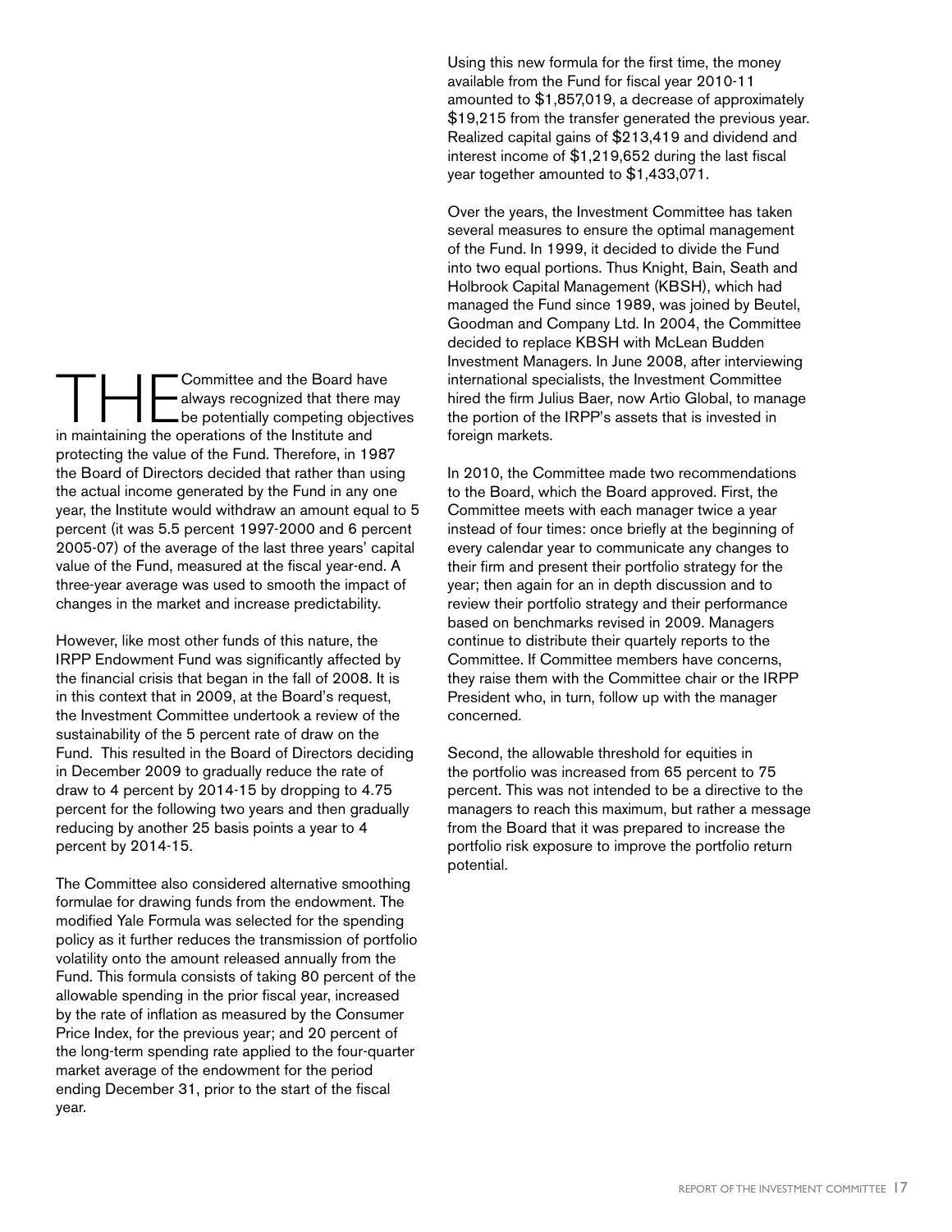THE Committee and the Board have always recognized that there may be potentially competing objectives in maintaining the operations of the Institute and protecting the value of the Fund. Therefore, in 1987 the Board of Directors decided that rather than using the actual income generated by the Fund in any one year, the Institute would withdraw an amount equal to 5 percent (it was 5.5 percent 1997-2000 and 6 percent 2005-07) of the average of the last three years' capital value of the Fund, measured at the fiscal year-end. A three-year average was used to smooth the impact of changes in the market and increase predictability.

However, like most other funds of this nature, the IRPP Endowment Fund was significantly affected by the financial crisis that began in the fall of 2008. It is in this context that in 2009, at the Board's request, the Investment Committee undertook a review of the sustainability of the 5 percent rate of draw on the Fund. This resulted in the Board of Directors deciding in December 2009 to gradually reduce the rate of draw to 4 percent by 2014-15 by dropping to 4.75 percent for the following two years and then gradually reducing by another 25 basis points a year to 4 percent by 2014-15.

The Committee also considered alternative smoothing formulae for drawing funds from the endowment. The modified Yale Formula was selected for the spending policy as it further reduces the transmission of portfolio volatility onto the amount released annually from the Fund. This formula consists of taking 80 percent of the allowable spending in the prior fiscal year, increased by the rate of inflation as measured by the Consumer Price Index, for the previous year; and 20 percent of the long-term spending rate applied to the four-quarter market average of the endowment for the period ending December 31, prior to the start of the fiscal year.

Using this new formula for the first time, the money available from the Fund for fiscal year 2010-11 amounted to $1,857,019, a decrease of approximately $19,215 from the transfer generated the previous year. Realized capital gains of $213,419 and dividend and interest income of $1,219,652 during the last fiscal year together amounted to $1,433,071.

Over the years, the Investment Committee has taken several measures to ensure the optimal management of the Fund. In 1999, it decided to divide the Fund into two equal portions. Thus Knight, Bain, Seath and Holbrook Capital Management (KBSH), which had managed the Fund since 1989, was joined by Beutel, Goodman and Company Ltd. In 2004, the Committee decided to replace KBSH with McLean Budden Investment Managers. In June 2008, after interviewing international specialists, the Investment Committee hired the firm Julius Baer, now Artio Global, to manage the portion of the IRPP's assets that is invested in foreign markets.

In 2010, the Committee made two recommendations to the Board, which the Board approved. First, the Committee meets with each manager twice a year instead of four times: once briefly at the beginning of every calendar year to communicate any changes to their firm and present their portfolio strategy for the year; then again for an in depth discussion and to review their portfolio strategy and their performance based on benchmarks revised in 2009. Managers continue to distribute their quartely reports to the Committee. If Committee members have concerns, they raise them with the Committee chair or the IRPP President who, in turn, follow up with the manager concerned.

Second, the allowable threshold for equities in the portfolio was increased from 65 percent to 75 percent. This was not intended to be a directive to the managers to reach this maximum, but rather a message from the Board that it was prepared to increase the portfolio risk exposure to improve the portfolio return potential.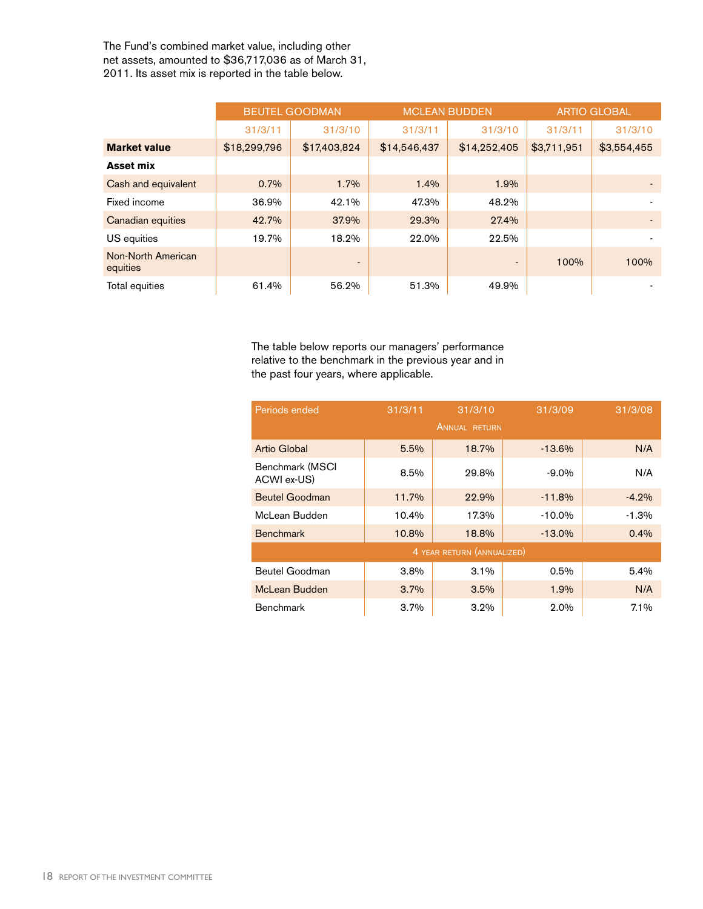The Fund's combined market value, including other net assets, amounted to $36,717,036 as of March 31, 2011. Its asset mix is reported in the table below.

| | BEUTEL GOODMAN | | MCLEAN BUDDEN | | ARTIO GLOBAL | |
|---|---|---|---|---|---|---|
| | 31/3/11 | 31/3/10 | 31/3/11 | 31/3/10 | 31/3/11 | 31/3/10 |
| **Market value** | $18,299,796 | $17,403,824 | $14,546,437 | $14,252,405 | $3,711,951 | $3,554,455 |
| **Asset mix** | | | | | | |
| Cash and equivalent | 0.7% | 1.7% | 1.4% | 1.9% | | - |
| Fixed income | 36.9% | 42.1% | 47.3% | 48.2% | | - |
| Canadian equities | 42.7% | 37.9% | 29.3% | 27.4% | | - |
| US equities | 19.7% | 18.2% | 22.0% | 22.5% | | - |
| Non-North American equities | | - | | - | 100% | 100% |
| Total equities | 61.4% | 56.2% | 51.3% | 49.9% | | - |

The table below reports our managers' performance relative to the benchmark in the previous year and in the past four years, where applicable.

| Periods ended | 31/3/11 | 31/3/10 | 31/3/09 | 31/3/08 |
|---|---|---|---|---|
| | | ANNUAL RETURN | | |
| Artio Global | 5.5% | 18.7% | -13.6% | N/A |
| Benchmark (MSCI ACWI ex-US) | 8.5% | 29.8% | -9.0% | N/A |
| Beutel Goodman | 11.7% | 22.9% | -11.8% | -4.2% |
| McLean Budden | 10.4% | 17.3% | -10.0% | -1.3% |
| Benchmark | 10.8% | 18.8% | -13.0% | 0.4% |
| | | 4 YEAR RETURN (ANNUALIZED) | | |
| Beutel Goodman | 3.8% | 3.1% | 0.5% | 5.4% |
| McLean Budden | 3.7% | 3.5% | 1.9% | N/A |
| Benchmark | 3.7% | 3.2% | 2.0% | 7.1% |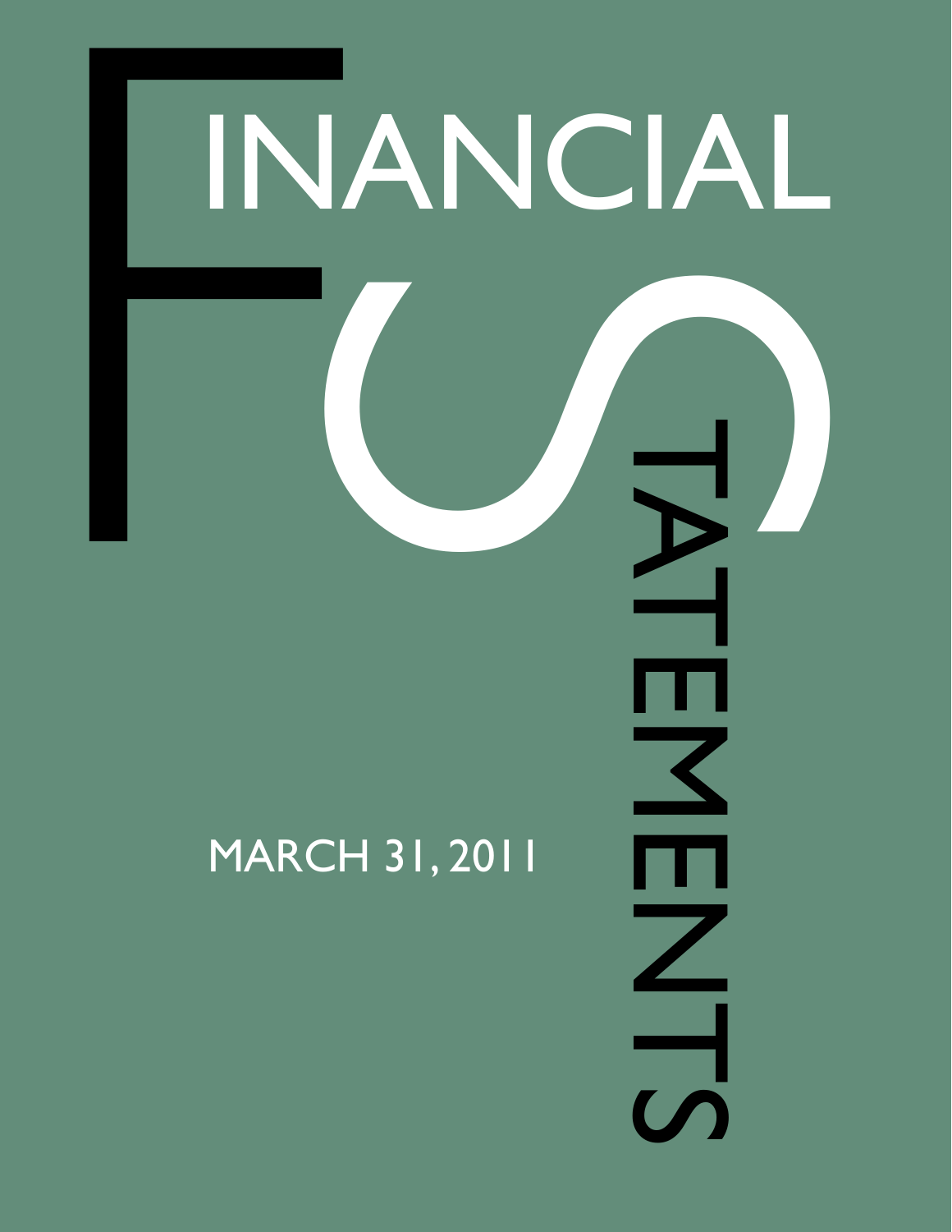# FINANCIAL STATEMENTS

MARCH 31, 2011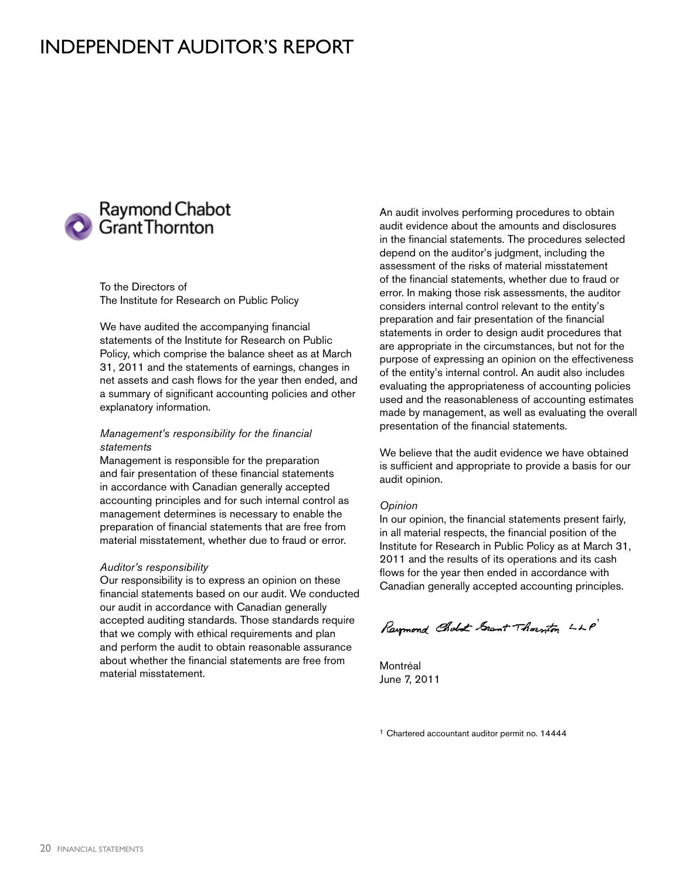# INDEPENDENT AUDITOR'S REPORT

Raymond Chabot Grant Thornton

To the Directors of
The Institute for Research on Public Policy

We have audited the accompanying financial statements of the Institute for Research on Public Policy, which comprise the balance sheet as at March 31, 2011 and the statements of earnings, changes in net assets and cash flows for the year then ended, and a summary of significant accounting policies and other explanatory information.

*Management's responsibility for the financial statements*

Management is responsible for the preparation and fair presentation of these financial statements in accordance with Canadian generally accepted accounting principles and for such internal control as management determines is necessary to enable the preparation of financial statements that are free from material misstatement, whether due to fraud or error.

*Auditor's responsibility*

Our responsibility is to express an opinion on these financial statements based on our audit. We conducted our audit in accordance with Canadian generally accepted auditing standards. Those standards require that we comply with ethical requirements and plan and perform the audit to obtain reasonable assurance about whether the financial statements are free from material misstatement.

An audit involves performing procedures to obtain audit evidence about the amounts and disclosures in the financial statements. The procedures selected depend on the auditor's judgment, including the assessment of the risks of material misstatement of the financial statements, whether due to fraud or error. In making those risk assessments, the auditor considers internal control relevant to the entity's preparation and fair presentation of the financial statements in order to design audit procedures that are appropriate in the circumstances, but not for the purpose of expressing an opinion on the effectiveness of the entity's internal control. An audit also includes evaluating the appropriateness of accounting policies used and the reasonableness of accounting estimates made by management, as well as evaluating the overall presentation of the financial statements.

We believe that the audit evidence we have obtained is sufficient and appropriate to provide a basis for our audit opinion.

*Opinion*

In our opinion, the financial statements present fairly, in all material respects, the financial position of the Institute for Research in Public Policy as at March 31, 2011 and the results of its operations and its cash flows for the year then ended in accordance with Canadian generally accepted accounting principles.

Raymond Chabot Grant Thornton LLP[1]

Montréal
June 7, 2011

[1] Chartered accountant auditor permit no. 14444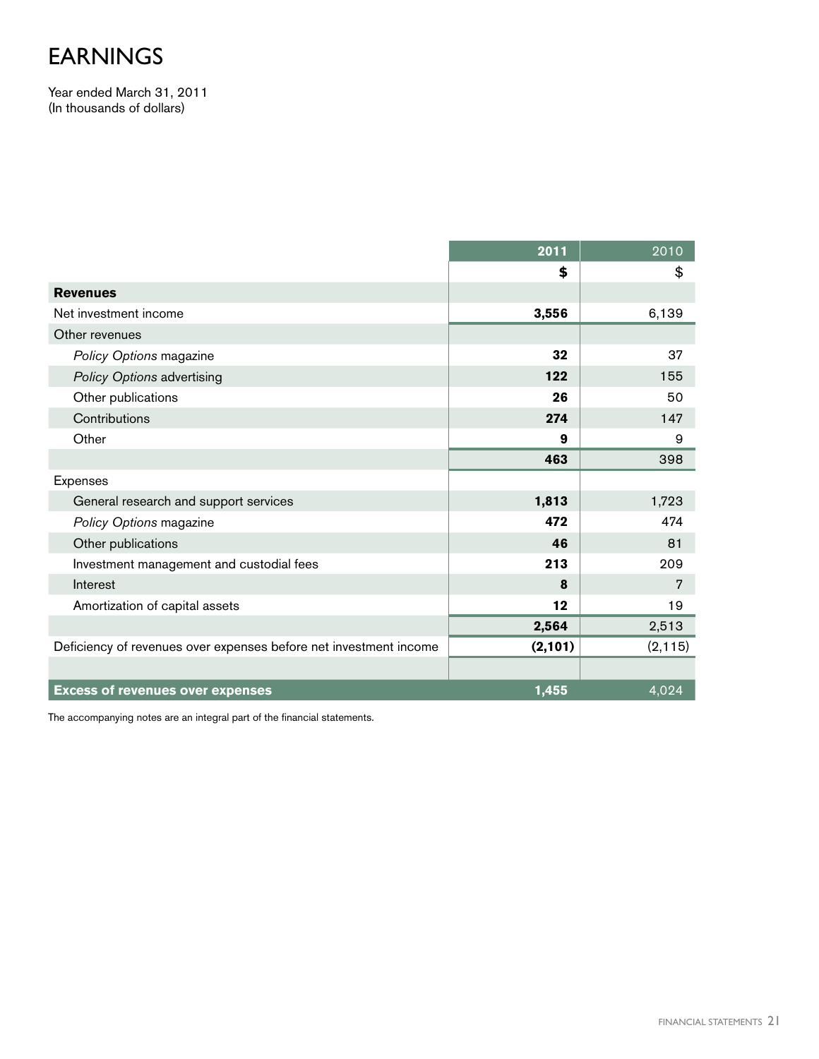# EARNINGS

Year ended March 31, 2011
(In thousands of dollars)

| | **2011** | 2010 |
|---|---|---|
| | **$** | $ |
| **Revenues** | | |
| Net investment income | **3,556** | 6,139 |
| Other revenues | | |
| *Policy Options* magazine | **32** | 37 |
| *Policy Options* advertising | **122** | 155 |
| Other publications | **26** | 50 |
| Contributions | **274** | 147 |
| Other | **9** | 9 |
| | **463** | 398 |
| Expenses | | |
| General research and support services | **1,813** | 1,723 |
| *Policy Options* magazine | **472** | 474 |
| Other publications | **46** | 81 |
| Investment management and custodial fees | **213** | 209 |
| Interest | **8** | 7 |
| Amortization of capital assets | **12** | 19 |
| | **2,564** | 2,513 |
| Deficiency of revenues over expenses before net investment income | **(2,101)** | (2,115) |
| | | |
| **Excess of revenues over expenses** | **1,455** | 4,024 |

The accompanying notes are an integral part of the financial statements.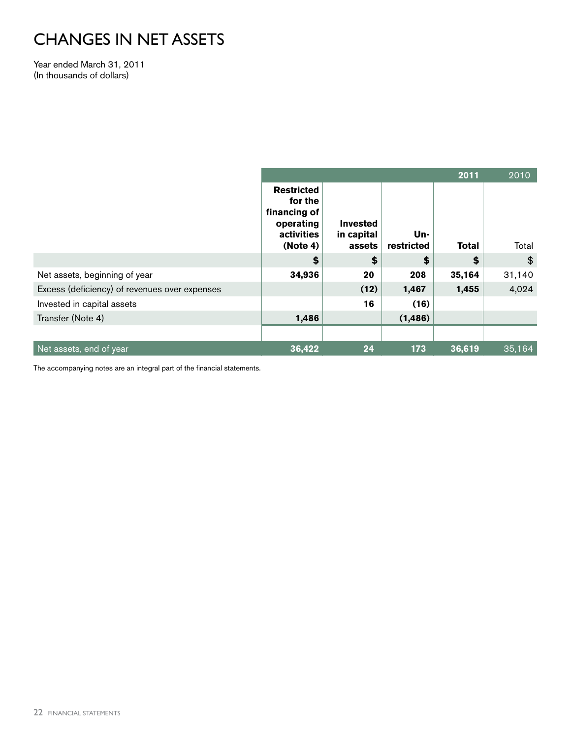# CHANGES IN NET ASSETS

Year ended March 31, 2011
(In thousands of dollars)

| | | | | 2011 | 2010 |
|---|---|---|---|---|---|
| | **Restricted for the financing of operating activities (Note 4)** | **Invested in capital assets** | **Un-restricted** | **Total** | Total |
| | **$** | **$** | **$** | **$** | $ |
| Net assets, beginning of year | **34,936** | **20** | **208** | **35,164** | 31,140 |
| Excess (deficiency) of revenues over expenses | | **(12)** | **1,467** | **1,455** | 4,024 |
| Invested in capital assets | | **16** | **(16)** | | |
| Transfer (Note 4) | **1,486** | | **(1,486)** | | |
| Net assets, end of year | **36,422** | **24** | **173** | **36,619** | 35,164 |

The accompanying notes are an integral part of the financial statements.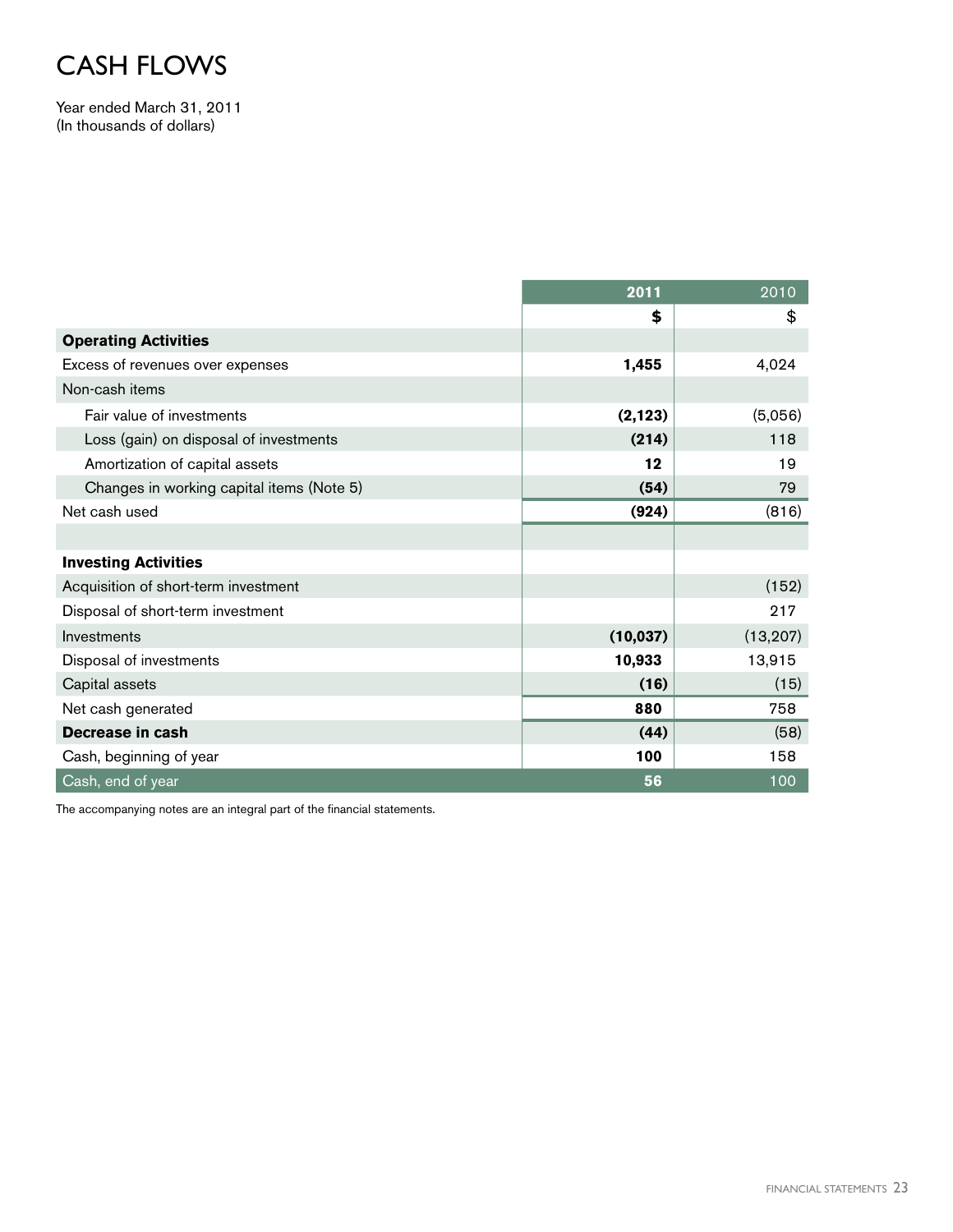# CASH FLOWS

Year ended March 31, 2011
(In thousands of dollars)

| | **2011** | 2010 |
|---|---|---|
| | **$** | $ |
| **Operating Activities** | | |
| Excess of revenues over expenses | **1,455** | 4,024 |
| Non-cash items | | |
| Fair value of investments | **(2,123)** | (5,056) |
| Loss (gain) on disposal of investments | **(214)** | 118 |
| Amortization of capital assets | **12** | 19 |
| Changes in working capital items (Note 5) | **(54)** | 79 |
| Net cash used | **(924)** | (816) |
| | | |
| **Investing Activities** | | |
| Acquisition of short-term investment | | (152) |
| Disposal of short-term investment | | 217 |
| Investments | **(10,037)** | (13,207) |
| Disposal of investments | **10,933** | 13,915 |
| Capital assets | **(16)** | (15) |
| Net cash generated | **880** | 758 |
| **Decrease in cash** | **(44)** | (58) |
| Cash, beginning of year | **100** | 158 |
| Cash, end of year | **56** | 100 |

The accompanying notes are an integral part of the financial statements.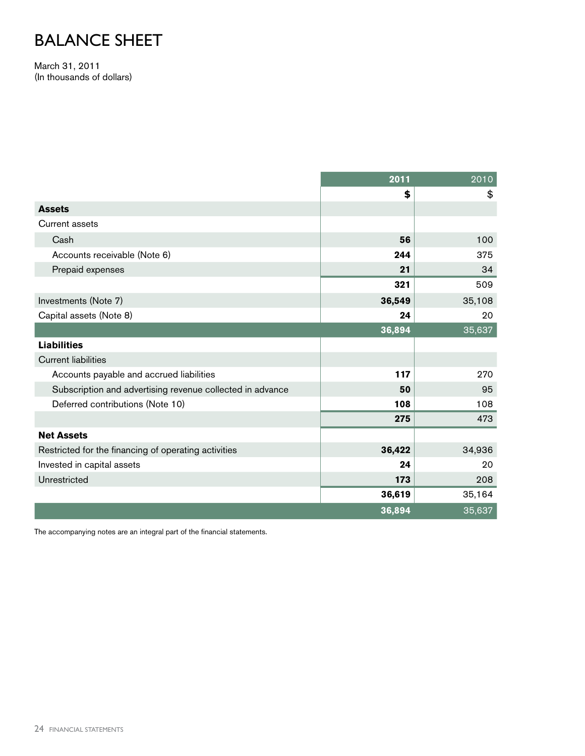# BALANCE SHEET

March 31, 2011
(In thousands of dollars)

| | **2011** | 2010 |
|---|---|---|
| | **$** | $ |
| **Assets** | | |
| Current assets | | |
| Cash | **56** | 100 |
| Accounts receivable (Note 6) | **244** | 375 |
| Prepaid expenses | **21** | 34 |
| | **321** | 509 |
| Investments (Note 7) | **36,549** | 35,108 |
| Capital assets (Note 8) | **24** | 20 |
| | **36,894** | 35,637 |
| **Liabilities** | | |
| Current liabilities | | |
| Accounts payable and accrued liabilities | **117** | 270 |
| Subscription and advertising revenue collected in advance | **50** | 95 |
| Deferred contributions (Note 10) | **108** | 108 |
| | **275** | 473 |
| **Net Assets** | | |
| Restricted for the financing of operating activities | **36,422** | 34,936 |
| Invested in capital assets | **24** | 20 |
| Unrestricted | **173** | 208 |
| | **36,619** | 35,164 |
| | **36,894** | 35,637 |

The accompanying notes are an integral part of the financial statements.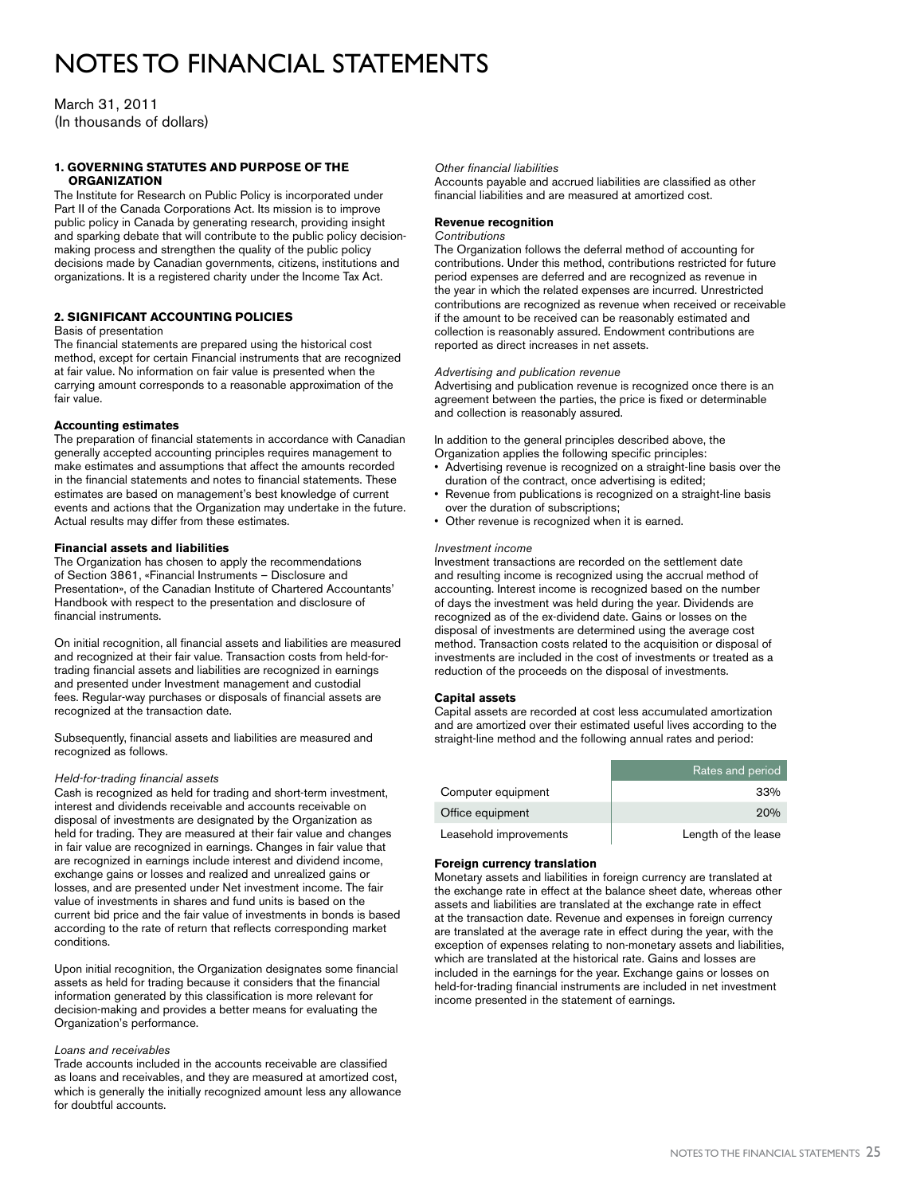// NOTES TO FINANCIAL STATEMENTS

March 31, 2011
(In thousands of dollars)

### 1. GOVERNING STATUTES AND PURPOSE OF THE ORGANIZATION

The Institute for Research on Public Policy is incorporated under Part II of the Canada Corporations Act. Its mission is to improve public policy in Canada by generating research, providing insight and sparking debate that will contribute to the public policy decision-making process and strengthen the quality of the public policy decisions made by Canadian governments, citizens, institutions and organizations. It is a registered charity under the Income Tax Act.

### 2. SIGNIFICANT ACCOUNTING POLICIES

Basis of presentation

The financial statements are prepared using the historical cost method, except for certain Financial instruments that are recognized at fair value. No information on fair value is presented when the carrying amount corresponds to a reasonable approximation of the fair value.

**Accounting estimates**

The preparation of financial statements in accordance with Canadian generally accepted accounting principles requires management to make estimates and assumptions that affect the amounts recorded in the financial statements and notes to financial statements. These estimates are based on management's best knowledge of current events and actions that the Organization may undertake in the future. Actual results may differ from these estimates.

**Financial assets and liabilities**

The Organization has chosen to apply the recommendations of Section 3861, «Financial Instruments – Disclosure and Presentation», of the Canadian Institute of Chartered Accountants' Handbook with respect to the presentation and disclosure of financial instruments.

On initial recognition, all financial assets and liabilities are measured and recognized at their fair value. Transaction costs from held-for-trading financial assets and liabilities are recognized in earnings and presented under Investment management and custodial fees. Regular-way purchases or disposals of financial assets are recognized at the transaction date.

Subsequently, financial assets and liabilities are measured and recognized as follows.

*Held-for-trading financial assets*

Cash is recognized as held for trading and short-term investment, interest and dividends receivable and accounts receivable on disposal of investments are designated by the Organization as held for trading. They are measured at their fair value and changes in fair value are recognized in earnings. Changes in fair value that are recognized in earnings include interest and dividend income, exchange gains or losses and realized and unrealized gains or losses, and are presented under Net investment income. The fair value of investments in shares and fund units is based on the current bid price and the fair value of investments in bonds is based according to the rate of return that reflects corresponding market conditions.

Upon initial recognition, the Organization designates some financial assets as held for trading because it considers that the financial information generated by this classification is more relevant for decision-making and provides a better means for evaluating the Organization's performance.

*Loans and receivables*

Trade accounts included in the accounts receivable are classified as loans and receivables, and they are measured at amortized cost, which is generally the initially recognized amount less any allowance for doubtful accounts.

*Other financial liabilities*

Accounts payable and accrued liabilities are classified as other financial liabilities and are measured at amortized cost.

**Revenue recognition**

*Contributions*

The Organization follows the deferral method of accounting for contributions. Under this method, contributions restricted for future period expenses are deferred and are recognized as revenue in the year in which the related expenses are incurred. Unrestricted contributions are recognized as revenue when received or receivable if the amount to be received can be reasonably estimated and collection is reasonably assured. Endowment contributions are reported as direct increases in net assets.

*Advertising and publication revenue*

Advertising and publication revenue is recognized once there is an agreement between the parties, the price is fixed or determinable and collection is reasonably assured.

In addition to the general principles described above, the Organization applies the following specific principles:

- Advertising revenue is recognized on a straight-line basis over the duration of the contract, once advertising is edited;
- Revenue from publications is recognized on a straight-line basis over the duration of subscriptions;
- Other revenue is recognized when it is earned.

*Investment income*

Investment transactions are recorded on the settlement date and resulting income is recognized using the accrual method of accounting. Interest income is recognized based on the number of days the investment was held during the year. Dividends are recognized as of the ex-dividend date. Gains or losses on the disposal of investments are determined using the average cost method. Transaction costs related to the acquisition or disposal of investments are included in the cost of investments or treated as a reduction of the proceeds on the disposal of investments.

**Capital assets**

Capital assets are recorded at cost less accumulated amortization and are amortized over their estimated useful lives according to the straight-line method and the following annual rates and period:

| | Rates and period |
|---|---|
| Computer equipment | 33% |
| Office equipment | 20% |
| Leasehold improvements | Length of the lease |

**Foreign currency translation**

Monetary assets and liabilities in foreign currency are translated at the exchange rate in effect at the balance sheet date, whereas other assets and liabilities are translated at the exchange rate in effect at the transaction date. Revenue and expenses in foreign currency are translated at the average rate in effect during the year, with the exception of expenses relating to non-monetary assets and liabilities, which are translated at the historical rate. Gains and losses are included in the earnings for the year. Exchange gains or losses on held-for-trading financial instruments are included in net investment income presented in the statement of earnings.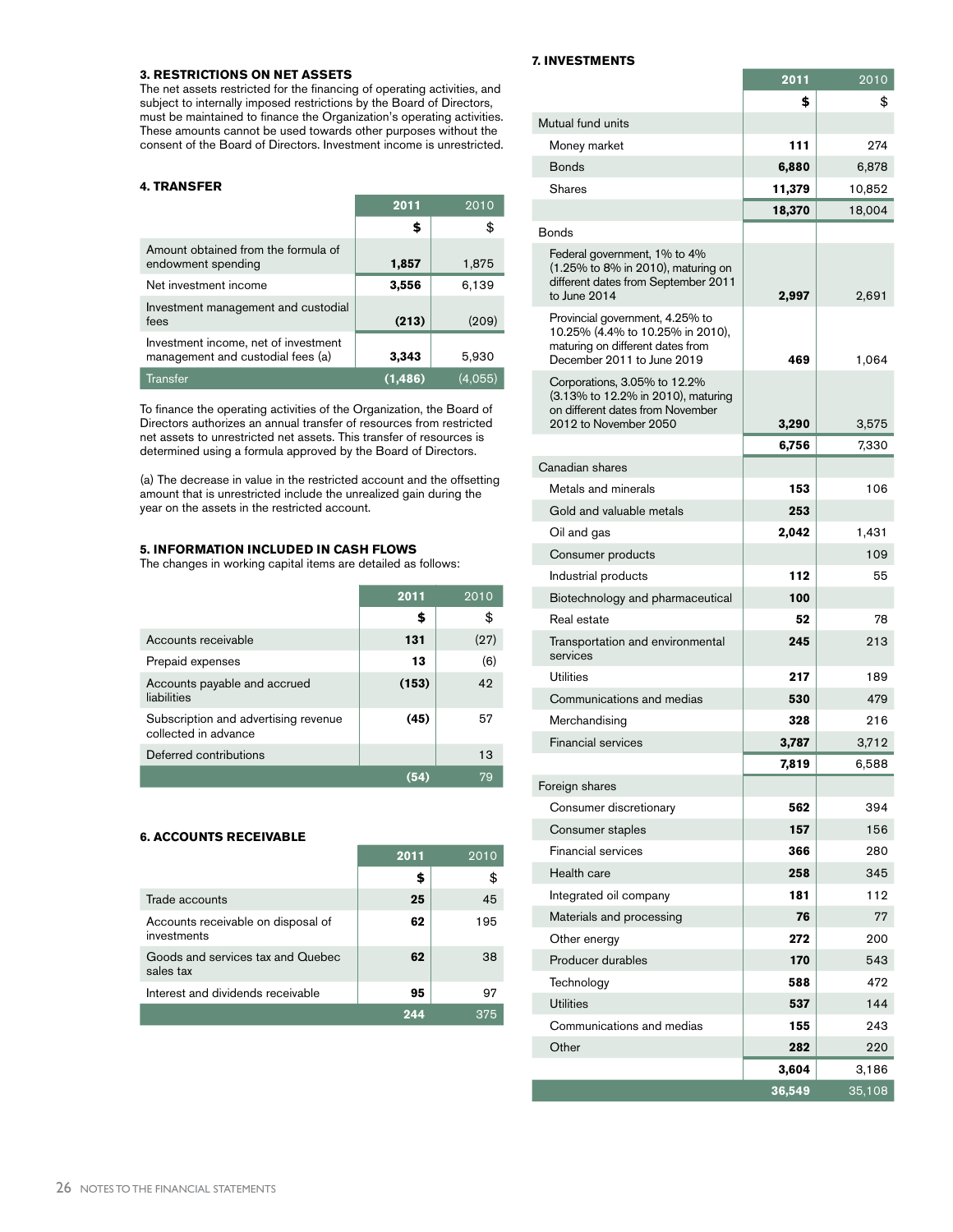### 3. RESTRICTIONS ON NET ASSETS

The net assets restricted for the financing of operating activities, and subject to internally imposed restrictions by the Board of Directors, must be maintained to finance the Organization's operating activities. These amounts cannot be used towards other purposes without the consent of the Board of Directors. Investment income is unrestricted.

### 4. TRANSFER

| | 2011 | 2010 |
|---|---|---|
| | $ | $ |
| Amount obtained from the formula of endowment spending | 1,857 | 1,875 |
| Net investment income | 3,556 | 6,139 |
| Investment management and custodial fees | (213) | (209) |
| Investment income, net of investment management and custodial fees (a) | 3,343 | 5,930 |
| Transfer | (1,486) | (4,055) |

To finance the operating activities of the Organization, the Board of Directors authorizes an annual transfer of resources from restricted net assets to unrestricted net assets. This transfer of resources is determined using a formula approved by the Board of Directors.

(a) The decrease in value in the restricted account and the offsetting amount that is unrestricted include the unrealized gain during the year on the assets in the restricted account.

### 5. INFORMATION INCLUDED IN CASH FLOWS

The changes in working capital items are detailed as follows:

| | 2011 | 2010 |
|---|---|---|
| | $ | $ |
| Accounts receivable | 131 | (27) |
| Prepaid expenses | 13 | (6) |
| Accounts payable and accrued liabilities | (153) | 42 |
| Subscription and advertising revenue collected in advance | (45) | 57 |
| Deferred contributions | | 13 |
| | (54) | 79 |

### 6. ACCOUNTS RECEIVABLE

| | 2011 | 2010 |
|---|---|---|
| | $ | $ |
| Trade accounts | 25 | 45 |
| Accounts receivable on disposal of investments | 62 | 195 |
| Goods and services tax and Quebec sales tax | 62 | 38 |
| Interest and dividends receivable | 95 | 97 |
| | 244 | 375 |

### 7. INVESTMENTS

| | 2011 | 2010 |
|---|---|---|
| | $ | $ |
| Mutual fund units | | |
| Money market | 111 | 274 |
| Bonds | 6,880 | 6,878 |
| Shares | 11,379 | 10,852 |
| | 18,370 | 18,004 |
| Bonds | | |
| Federal government, 1% to 4% (1.25% to 8% in 2010), maturing on different dates from September 2011 to June 2014 | 2,997 | 2,691 |
| Provincial government, 4.25% to 10.25% (4.4% to 10.25% in 2010), maturing on different dates from December 2011 to June 2019 | 469 | 1,064 |
| Corporations, 3.05% to 12.2% (3.13% to 12.2% in 2010), maturing on different dates from November 2012 to November 2050 | 3,290 | 3,575 |
| | 6,756 | 7,330 |
| Canadian shares | | |
| Metals and minerals | 153 | 106 |
| Gold and valuable metals | 253 | |
| Oil and gas | 2,042 | 1,431 |
| Consumer products | | 109 |
| Industrial products | 112 | 55 |
| Biotechnology and pharmaceutical | 100 | |
| Real estate | 52 | 78 |
| Transportation and environmental services | 245 | 213 |
| Utilities | 217 | 189 |
| Communications and medias | 530 | 479 |
| Merchandising | 328 | 216 |
| Financial services | 3,787 | 3,712 |
| | 7,819 | 6,588 |
| Foreign shares | | |
| Consumer discretionary | 562 | 394 |
| Consumer staples | 157 | 156 |
| Financial services | 366 | 280 |
| Health care | 258 | 345 |
| Integrated oil company | 181 | 112 |
| Materials and processing | 76 | 77 |
| Other energy | 272 | 200 |
| Producer durables | 170 | 543 |
| Technology | 588 | 472 |
| Utilities | 537 | 144 |
| Communications and medias | 155 | 243 |
| Other | 282 | 220 |
| | 3,604 | 3,186 |
| | 36,549 | 35,108 |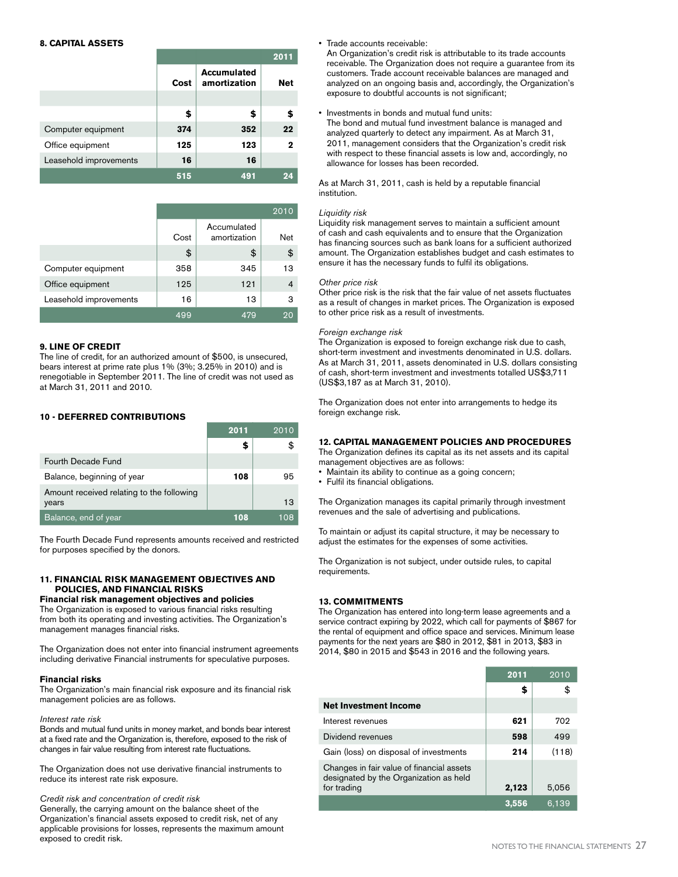### 8. CAPITAL ASSETS

| | Cost | Accumulated amortization | Net |
|---|---|---|---|
| | | | **2011** |
| | **$** | **$** | **$** |
| Computer equipment | **374** | **352** | **22** |
| Office equipment | **125** | **123** | **2** |
| Leasehold improvements | **16** | **16** | |
| | **515** | **491** | **24** |

| | Cost | Accumulated amortization | Net |
|---|---|---|---|
| | | | 2010 |
| | $ | $ | $ |
| Computer equipment | 358 | 345 | 13 |
| Office equipment | 125 | 121 | 4 |
| Leasehold improvements | 16 | 13 | 3 |
| | 499 | 479 | 20 |

### 9. LINE OF CREDIT

The line of credit, for an authorized amount of $500, is unsecured, bears interest at prime rate plus 1% (3%; 3.25% in 2010) and is renegotiable in September 2011. The line of credit was not used as at March 31, 2011 and 2010.

### 10 - DEFERRED CONTRIBUTIONS

| | 2011 | 2010 |
|---|---|---|
| | **$** | $ |
| Fourth Decade Fund | | |
| Balance, beginning of year | **108** | 95 |
| Amount received relating to the following years | | 13 |
| Balance, end of year | **108** | 108 |

The Fourth Decade Fund represents amounts received and restricted for purposes specified by the donors.

### 11. FINANCIAL RISK MANAGEMENT OBJECTIVES AND POLICIES, AND FINANCIAL RISKS

**Financial risk management objectives and policies**

The Organization is exposed to various financial risks resulting from both its operating and investing activities. The Organization's management manages financial risks.

The Organization does not enter into financial instrument agreements including derivative Financial instruments for speculative purposes.

**Financial risks**

The Organization's main financial risk exposure and its financial risk management policies are as follows.

*Interest rate risk*

Bonds and mutual fund units in money market, and bonds bear interest at a fixed rate and the Organization is, therefore, exposed to the risk of changes in fair value resulting from interest rate fluctuations.

The Organization does not use derivative financial instruments to reduce its interest rate risk exposure.

*Credit risk and concentration of credit risk*

Generally, the carrying amount on the balance sheet of the Organization's financial assets exposed to credit risk, net of any applicable provisions for losses, represents the maximum amount exposed to credit risk.

- Trade accounts receivable:
  An Organization's credit risk is attributable to its trade accounts receivable. The Organization does not require a guarantee from its customers. Trade account receivable balances are managed and analyzed on an ongoing basis and, accordingly, the Organization's exposure to doubtful accounts is not significant;

- Investments in bonds and mutual fund units:
  The bond and mutual fund investment balance is managed and analyzed quarterly to detect any impairment. As at March 31, 2011, management considers that the Organization's credit risk with respect to these financial assets is low and, accordingly, no allowance for losses has been recorded.

As at March 31, 2011, cash is held by a reputable financial institution.

*Liquidity risk*

Liquidity risk management serves to maintain a sufficient amount of cash and cash equivalents and to ensure that the Organization has financing sources such as bank loans for a sufficient authorized amount. The Organization establishes budget and cash estimates to ensure it has the necessary funds to fulfil its obligations.

*Other price risk*

Other price risk is the risk that the fair value of net assets fluctuates as a result of changes in market prices. The Organization is exposed to other price risk as a result of investments.

*Foreign exchange risk*

The Organization is exposed to foreign exchange risk due to cash, short-term investment and investments denominated in U.S. dollars. As at March 31, 2011, assets denominated in U.S. dollars consisting of cash, short-term investment and investments totalled US$3,711 (US$3,187 as at March 31, 2010).

The Organization does not enter into arrangements to hedge its foreign exchange risk.

### 12. CAPITAL MANAGEMENT POLICIES AND PROCEDURES

The Organization defines its capital as its net assets and its capital management objectives are as follows:

- Maintain its ability to continue as a going concern;
- Fulfil its financial obligations.

The Organization manages its capital primarily through investment revenues and the sale of advertising and publications.

To maintain or adjust its capital structure, it may be necessary to adjust the estimates for the expenses of some activities.

The Organization is not subject, under outside rules, to capital requirements.

### 13. COMMITMENTS

The Organization has entered into long-term lease agreements and a service contract expiring by 2022, which call for payments of $867 for the rental of equipment and office space and services. Minimum lease payments for the next years are $80 in 2012, $81 in 2013, $83 in 2014, $80 in 2015 and $543 in 2016 and the following years.

| | 2011 | 2010 |
|---|---|---|
| | **$** | $ |
| **Net Investment Income** | | |
| Interest revenues | **621** | 702 |
| Dividend revenues | **598** | 499 |
| Gain (loss) on disposal of investments | **214** | (118) |
| Changes in fair value of financial assets designated by the Organization as held for trading | **2,123** | 5,056 |
| | **3,556** | 6,139 |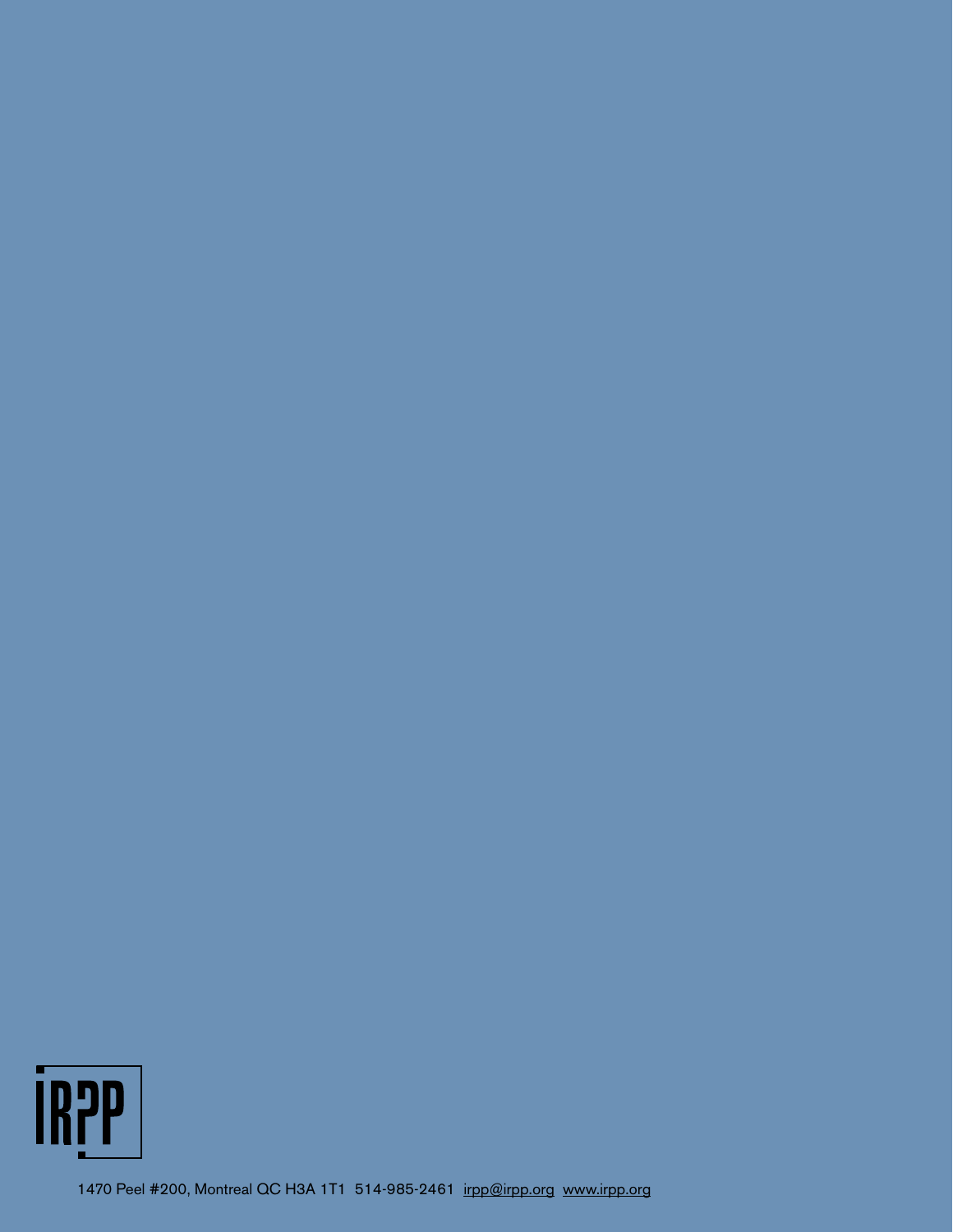IRPP

1470 Peel #200, Montreal QC H3A 1T1 514-985-2461 irpp@irpp.org www.irpp.org